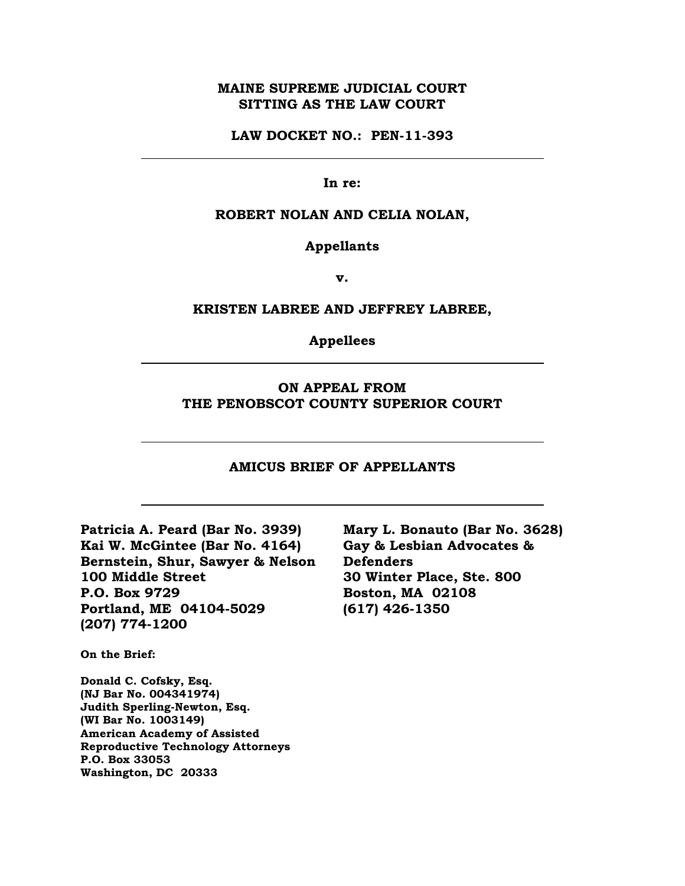**MAINE SUPREME JUDICIAL COURT**
**SITTING AS THE LAW COURT**

**LAW DOCKET NO.: PEN-11-393**

---

**In re:**

**ROBERT NOLAN AND CELIA NOLAN,**

**Appellants**

**v.**

**KRISTEN LABREE AND JEFFREY LABREE,**

**Appellees**

---

**ON APPEAL FROM**
**THE PENOBSCOT COUNTY SUPERIOR COURT**

---

**AMICUS BRIEF OF APPELLANTS**

---

**Patricia A. Peard (Bar No. 3939)**
**Kai W. McGintee (Bar No. 4164)**
**Bernstein, Shur, Sawyer & Nelson**
**100 Middle Street**
**P.O. Box 9729**
**Portland, ME 04104-5029**
**(207) 774-1200**

**Mary L. Bonauto (Bar No. 3628)**
**Gay & Lesbian Advocates & Defenders**
**30 Winter Place, Ste. 800**
**Boston, MA 02108**
**(617) 426-1350**

**On the Brief:**

**Donald C. Cofsky, Esq.**
**(NJ Bar No. 004341974)**
**Judith Sperling-Newton, Esq.**
**(WI Bar No. 1003149)**
**American Academy of Assisted Reproductive Technology Attorneys**
**P.O. Box 33053**
**Washington, DC 20333**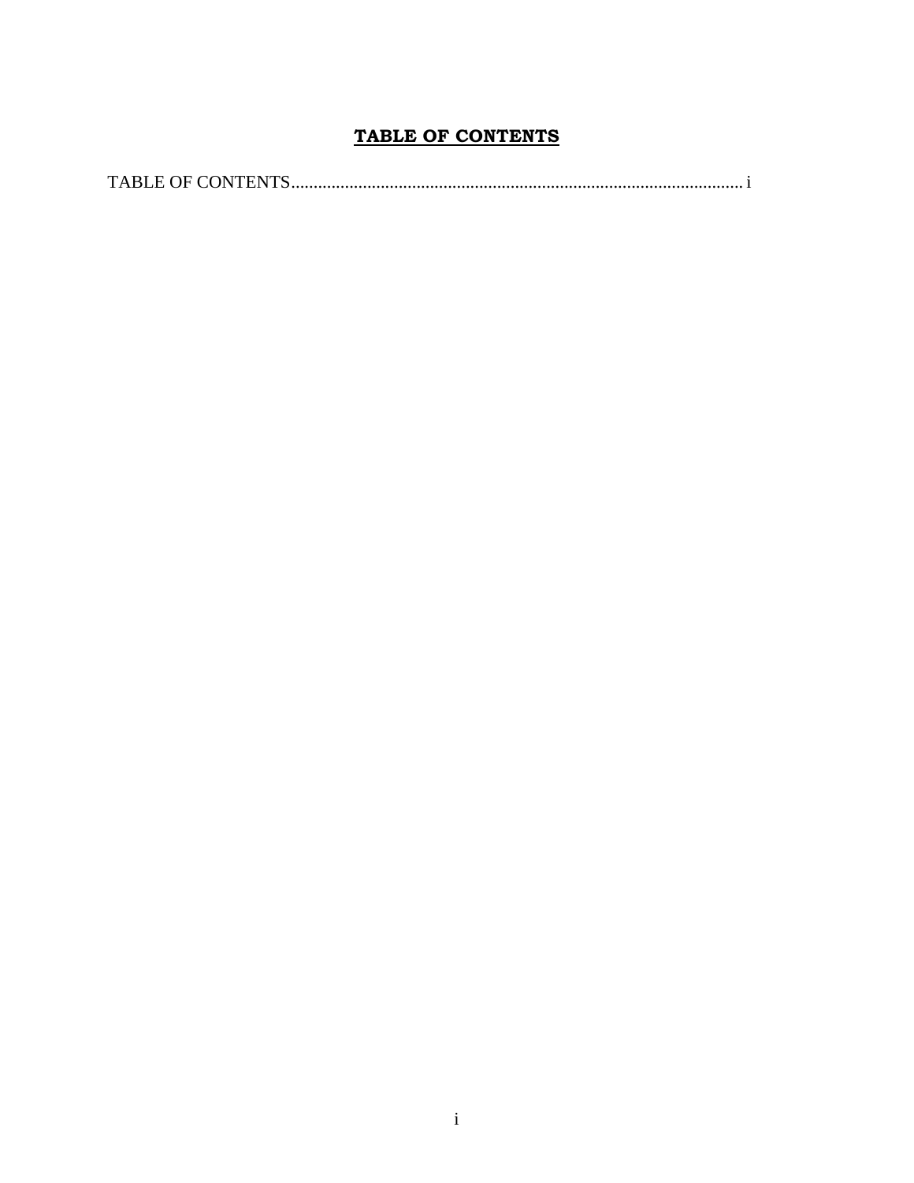## **TABLE OF CONTENTS**

TABLE OF CONTENTS....................................................................................................... i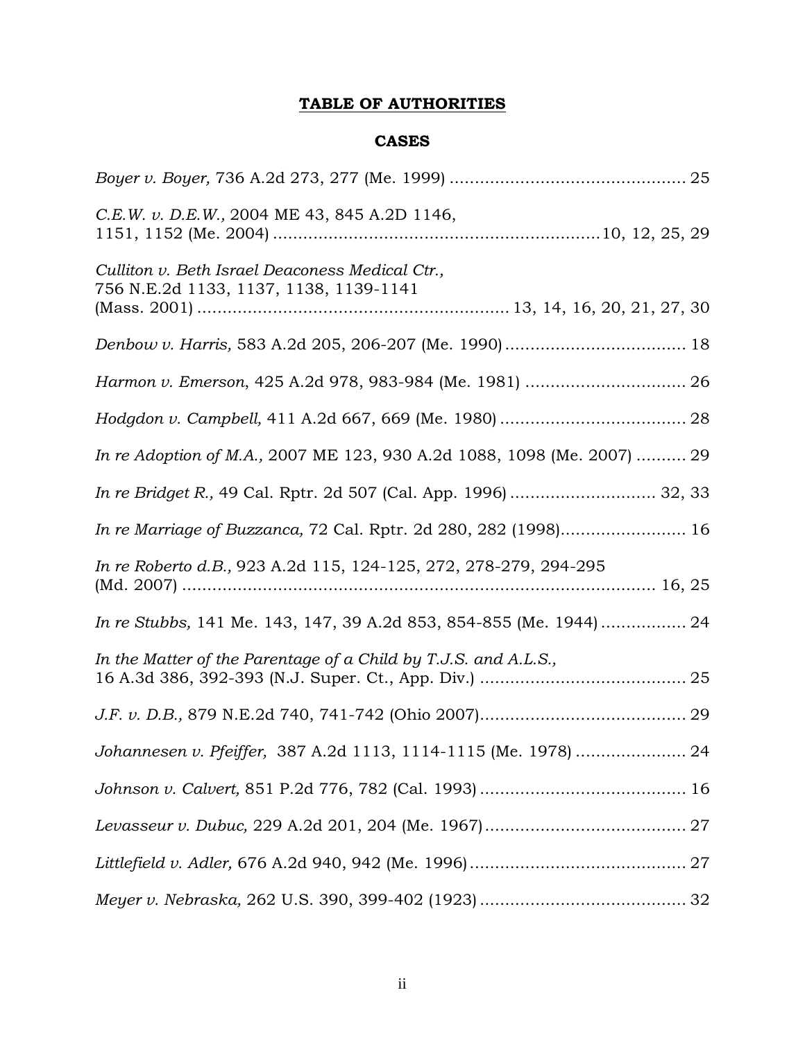## **TABLE OF AUTHORITIES**

### **CASES**

*Boyer v. Boyer,* 736 A.2d 273, 277 (Me. 1999) .............................................. 25

*C.E.W. v. D.E.W.,* 2004 ME 43, 845 A.2D 1146, 1151, 1152 (Me. 2004) ................................................................10, 12, 25, 29

*Culliton v. Beth Israel Deaconess Medical Ctr.,* 756 N.E.2d 1133, 1137, 1138, 1139-1141 (Mass. 2001) ............................................................ 13, 14, 16, 20, 21, 27, 30

*Denbow v. Harris,* 583 A.2d 205, 206-207 (Me. 1990) .................................... 18

*Harmon v. Emerson*, 425 A.2d 978, 983-984 (Me. 1981) ................................ 26

*Hodgdon v. Campbell,* 411 A.2d 667, 669 (Me. 1980) ..................................... 28

*In re Adoption of M.A.,* 2007 ME 123, 930 A.2d 1088, 1098 (Me. 2007) .......... 29

*In re Bridget R.,* 49 Cal. Rptr. 2d 507 (Cal. App. 1996) ............................. 32, 33

*In re Marriage of Buzzanca,* 72 Cal. Rptr. 2d 280, 282 (1998)......................... 16

*In re Roberto d.B.,* 923 A.2d 115, 124-125, 272, 278-279, 294-295 (Md. 2007) ............................................................................................ 16, 25

*In re Stubbs,* 141 Me. 143, 147, 39 A.2d 853, 854-855 (Me. 1944) ................. 24

*In the Matter of the Parentage of a Child by T.J.S. and A.L.S.,* 16 A.3d 386, 392-393 (N.J. Super. Ct., App. Div.) ......................................... 25

*J.F. v. D.B.,* 879 N.E.2d 740, 741-742 (Ohio 2007)......................................... 29

*Johannesen v. Pfeiffer,* 387 A.2d 1113, 1114-1115 (Me. 1978) ...................... 24

*Johnson v. Calvert,* 851 P.2d 776, 782 (Cal. 1993) ......................................... 16

*Levasseur v. Dubuc,* 229 A.2d 201, 204 (Me. 1967) ........................................ 27

*Littlefield v. Adler,* 676 A.2d 940, 942 (Me. 1996) ........................................... 27

*Meyer v. Nebraska,* 262 U.S. 390, 399-402 (1923) ......................................... 32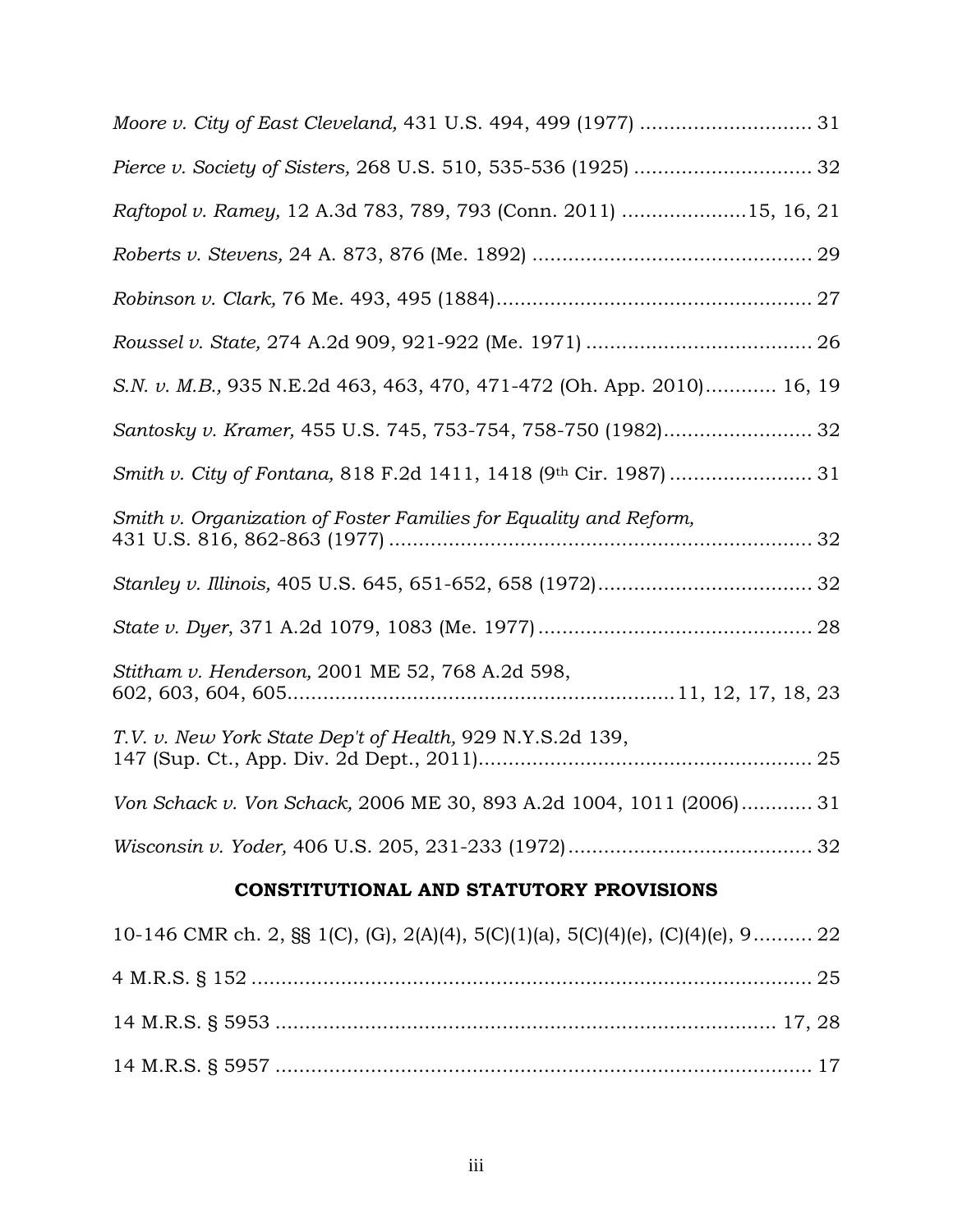*Moore v. City of East Cleveland,* 431 U.S. 494, 499 (1977) ............................ 31

*Pierce v. Society of Sisters,* 268 U.S. 510, 535-536 (1925) ............................. 32

*Raftopol v. Ramey,* 12 A.3d 783, 789, 793 (Conn. 2011) ....................15, 16, 21

*Roberts v. Stevens,* 24 A. 873, 876 (Me. 1892) ............................................. 29

*Robinson v. Clark,* 76 Me. 493, 495 (1884).................................................... 27

*Roussel v. State,* 274 A.2d 909, 921-922 (Me. 1971) ..................................... 26

*S.N. v. M.B.,* 935 N.E.2d 463, 463, 470, 471-472 (Oh. App. 2010)............ 16, 19

*Santosky v. Kramer,* 455 U.S. 745, 753-754, 758-750 (1982)......................... 32

*Smith v. City of Fontana,* 818 F.2d 1411, 1418 (9th Cir. 1987) ........................ 31

*Smith v. Organization of Foster Families for Equality and Reform,* 431 U.S. 816, 862-863 (1977) ...................................................................... 32

*Stanley v. Illinois,* 405 U.S. 645, 651-652, 658 (1972)................................... 32

*State v. Dyer*, 371 A.2d 1079, 1083 (Me. 1977) ............................................. 28

*Stitham v. Henderson,* 2001 ME 52, 768 A.2d 598, 602, 603, 604, 605................................................................11, 12, 17, 18, 23

*T.V. v. New York State Dep't of Health,* 929 N.Y.S.2d 139, 147 (Sup. Ct., App. Div. 2d Dept., 2011)........................................................ 25

*Von Schack v. Von Schack,* 2006 ME 30, 893 A.2d 1004, 1011 (2006)............ 31

*Wisconsin v. Yoder,* 406 U.S. 205, 231-233 (1972)......................................... 32

## CONSTITUTIONAL AND STATUTORY PROVISIONS

10-146 CMR ch. 2, §§ 1(C), (G), 2(A)(4), 5(C)(1)(a), 5(C)(4)(e), (C)(4)(e), 9.......... 22

4 M.R.S. § 152 ............................................................................................. 25

14 M.R.S. § 5953 ..................................................................................... 17, 28

14 M.R.S. § 5957 .......................................................................................... 17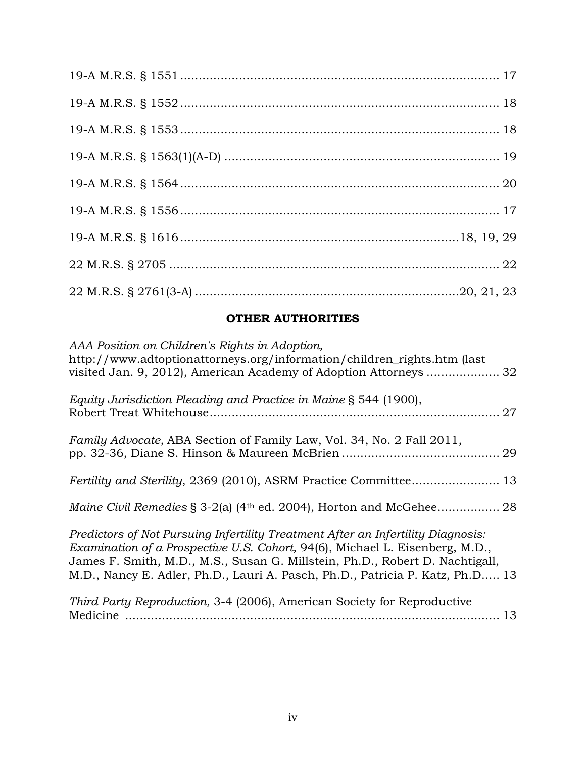19-A M.R.S. § 1551 ........................................................................................ 17

19-A M.R.S. § 1552 ........................................................................................ 18

19-A M.R.S. § 1553 ........................................................................................ 18

19-A M.R.S. § 1563(1)(A-D) ............................................................................ 19

19-A M.R.S. § 1564 ........................................................................................ 20

19-A M.R.S. § 1556 ........................................................................................ 17

19-A M.R.S. § 1616 ............................................................................18, 19, 29

22 M.R.S. § 2705 ............................................................................................ 22

22 M.R.S. § 2761(3-A) ........................................................................20, 21, 23

## OTHER AUTHORITIES

*AAA Position on Children's Rights in Adoption,* http://www.adtoptionattorneys.org/information/children_rights.htm (last visited Jan. 9, 2012), American Academy of Adoption Attorneys .................... 32

*Equity Jurisdiction Pleading and Practice in Maine* § 544 (1900), Robert Treat Whitehouse................................................................................ 27

*Family Advocate,* ABA Section of Family Law, Vol. 34, No. 2 Fall 2011, pp. 32-36, Diane S. Hinson & Maureen McBrien .......................................... 29

*Fertility and Sterility,* 2369 (2010), ASRM Practice Committee........................ 13

*Maine Civil Remedies* § 3-2(a) (4th ed. 2004), Horton and McGehee................. 28

*Predictors of Not Pursuing Infertility Treatment After an Infertility Diagnosis: Examination of a Prospective U.S. Cohort,* 94(6), Michael L. Eisenberg, M.D., James F. Smith, M.D., M.S., Susan G. Millstein, Ph.D., Robert D. Nachtigall, M.D., Nancy E. Adler, Ph.D., Lauri A. Pasch, Ph.D., Patricia P. Katz, Ph.D..... 13

*Third Party Reproduction,* 3-4 (2006), American Society for Reproductive Medicine ........................................................................................... 13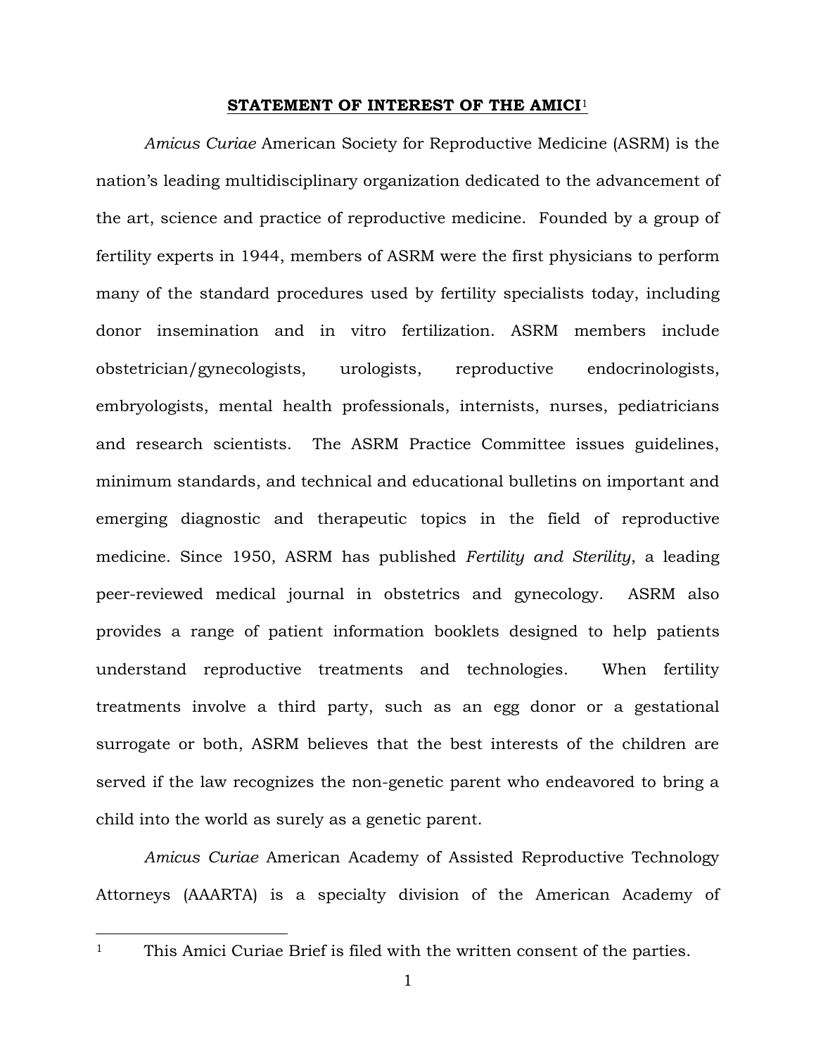## STATEMENT OF INTEREST OF THE AMICI[1]

*Amicus Curiae* American Society for Reproductive Medicine (ASRM) is the nation's leading multidisciplinary organization dedicated to the advancement of the art, science and practice of reproductive medicine. Founded by a group of fertility experts in 1944, members of ASRM were the first physicians to perform many of the standard procedures used by fertility specialists today, including donor insemination and in vitro fertilization. ASRM members include obstetrician/gynecologists, urologists, reproductive endocrinologists, embryologists, mental health professionals, internists, nurses, pediatricians and research scientists. The ASRM Practice Committee issues guidelines, minimum standards, and technical and educational bulletins on important and emerging diagnostic and therapeutic topics in the field of reproductive medicine. Since 1950, ASRM has published *Fertility and Sterility*, a leading peer-reviewed medical journal in obstetrics and gynecology. ASRM also provides a range of patient information booklets designed to help patients understand reproductive treatments and technologies. When fertility treatments involve a third party, such as an egg donor or a gestational surrogate or both, ASRM believes that the best interests of the children are served if the law recognizes the non-genetic parent who endeavored to bring a child into the world as surely as a genetic parent.

*Amicus Curiae* American Academy of Assisted Reproductive Technology Attorneys (AAARTA) is a specialty division of the American Academy of

[1] This Amici Curiae Brief is filed with the written consent of the parties.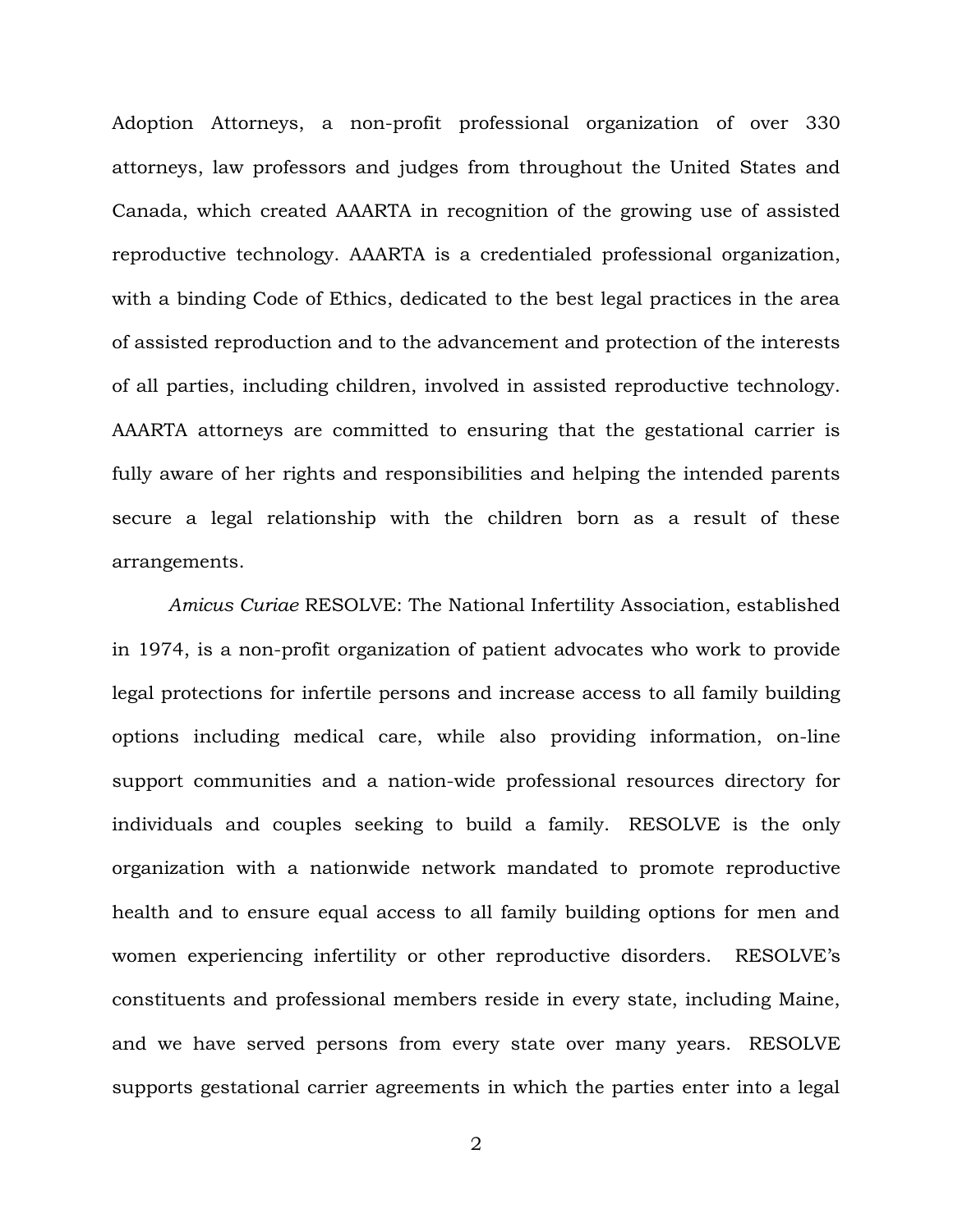Adoption Attorneys, a non-profit professional organization of over 330 attorneys, law professors and judges from throughout the United States and Canada, which created AAARTA in recognition of the growing use of assisted reproductive technology. AAARTA is a credentialed professional organization, with a binding Code of Ethics, dedicated to the best legal practices in the area of assisted reproduction and to the advancement and protection of the interests of all parties, including children, involved in assisted reproductive technology. AAARTA attorneys are committed to ensuring that the gestational carrier is fully aware of her rights and responsibilities and helping the intended parents secure a legal relationship with the children born as a result of these arrangements.

*Amicus Curiae* RESOLVE: The National Infertility Association, established in 1974, is a non-profit organization of patient advocates who work to provide legal protections for infertile persons and increase access to all family building options including medical care, while also providing information, on-line support communities and a nation-wide professional resources directory for individuals and couples seeking to build a family. RESOLVE is the only organization with a nationwide network mandated to promote reproductive health and to ensure equal access to all family building options for men and women experiencing infertility or other reproductive disorders. RESOLVE's constituents and professional members reside in every state, including Maine, and we have served persons from every state over many years. RESOLVE supports gestational carrier agreements in which the parties enter into a legal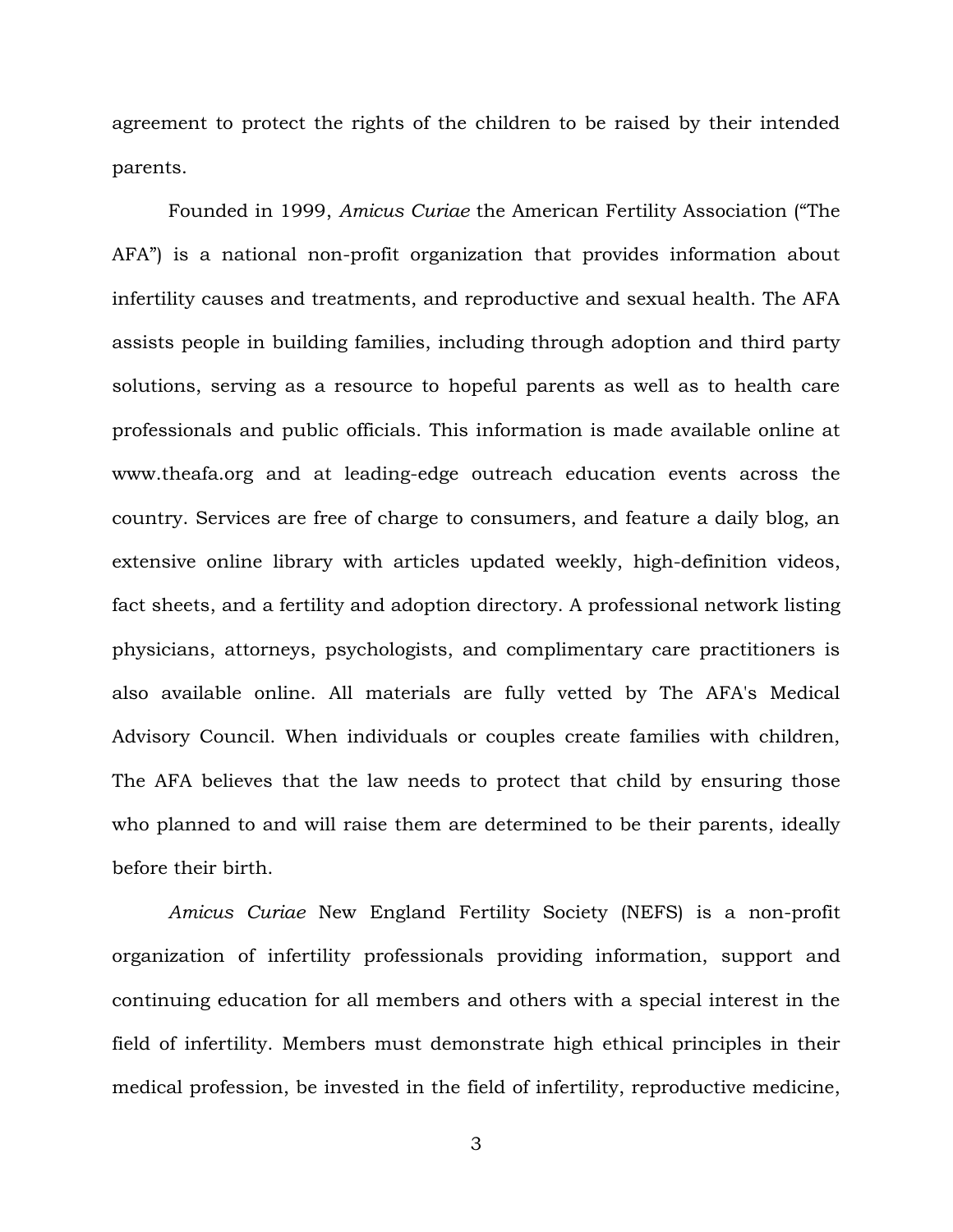agreement to protect the rights of the children to be raised by their intended parents.

Founded in 1999, *Amicus Curiae* the American Fertility Association ("The AFA") is a national non-profit organization that provides information about infertility causes and treatments, and reproductive and sexual health. The AFA assists people in building families, including through adoption and third party solutions, serving as a resource to hopeful parents as well as to health care professionals and public officials. This information is made available online at www.theafa.org and at leading-edge outreach education events across the country. Services are free of charge to consumers, and feature a daily blog, an extensive online library with articles updated weekly, high-definition videos, fact sheets, and a fertility and adoption directory. A professional network listing physicians, attorneys, psychologists, and complimentary care practitioners is also available online. All materials are fully vetted by The AFA's Medical Advisory Council. When individuals or couples create families with children, The AFA believes that the law needs to protect that child by ensuring those who planned to and will raise them are determined to be their parents, ideally before their birth.

*Amicus Curiae* New England Fertility Society (NEFS) is a non-profit organization of infertility professionals providing information, support and continuing education for all members and others with a special interest in the field of infertility. Members must demonstrate high ethical principles in their medical profession, be invested in the field of infertility, reproductive medicine,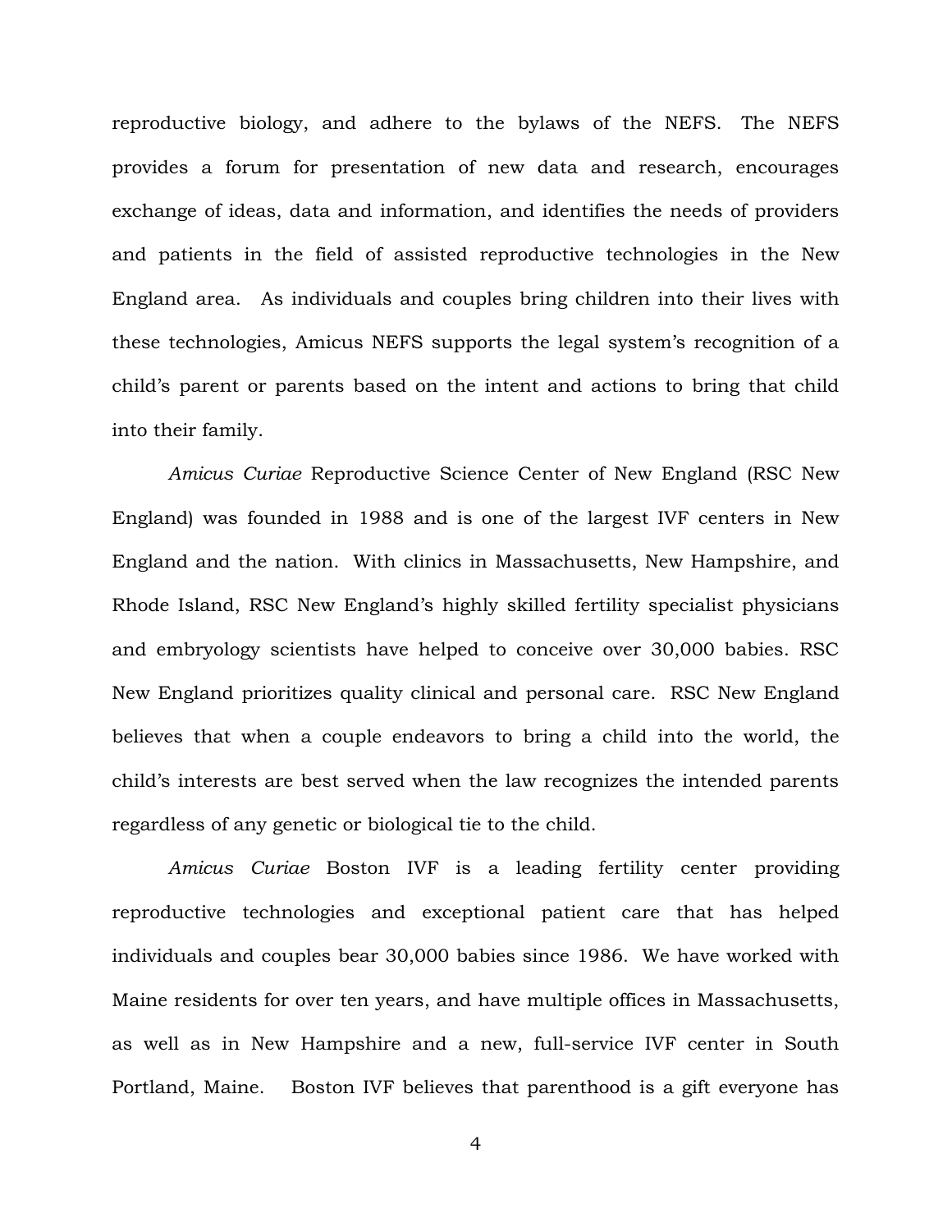reproductive biology, and adhere to the bylaws of the NEFS. The NEFS provides a forum for presentation of new data and research, encourages exchange of ideas, data and information, and identifies the needs of providers and patients in the field of assisted reproductive technologies in the New England area. As individuals and couples bring children into their lives with these technologies, Amicus NEFS supports the legal system's recognition of a child's parent or parents based on the intent and actions to bring that child into their family.

*Amicus Curiae* Reproductive Science Center of New England (RSC New England) was founded in 1988 and is one of the largest IVF centers in New England and the nation. With clinics in Massachusetts, New Hampshire, and Rhode Island, RSC New England's highly skilled fertility specialist physicians and embryology scientists have helped to conceive over 30,000 babies. RSC New England prioritizes quality clinical and personal care. RSC New England believes that when a couple endeavors to bring a child into the world, the child's interests are best served when the law recognizes the intended parents regardless of any genetic or biological tie to the child.

*Amicus Curiae* Boston IVF is a leading fertility center providing reproductive technologies and exceptional patient care that has helped individuals and couples bear 30,000 babies since 1986. We have worked with Maine residents for over ten years, and have multiple offices in Massachusetts, as well as in New Hampshire and a new, full-service IVF center in South Portland, Maine. Boston IVF believes that parenthood is a gift everyone has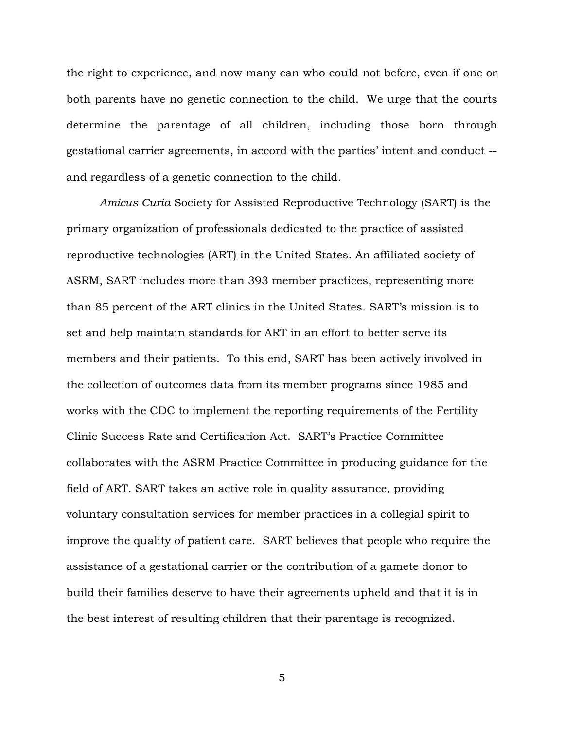the right to experience, and now many can who could not before, even if one or both parents have no genetic connection to the child. We urge that the courts determine the parentage of all children, including those born through gestational carrier agreements, in accord with the parties' intent and conduct -- and regardless of a genetic connection to the child.

*Amicus Curia* Society for Assisted Reproductive Technology (SART) is the primary organization of professionals dedicated to the practice of assisted reproductive technologies (ART) in the United States. An affiliated society of ASRM, SART includes more than 393 member practices, representing more than 85 percent of the ART clinics in the United States. SART's mission is to set and help maintain standards for ART in an effort to better serve its members and their patients. To this end, SART has been actively involved in the collection of outcomes data from its member programs since 1985 and works with the CDC to implement the reporting requirements of the Fertility Clinic Success Rate and Certification Act. SART's Practice Committee collaborates with the ASRM Practice Committee in producing guidance for the field of ART. SART takes an active role in quality assurance, providing voluntary consultation services for member practices in a collegial spirit to improve the quality of patient care. SART believes that people who require the assistance of a gestational carrier or the contribution of a gamete donor to build their families deserve to have their agreements upheld and that it is in the best interest of resulting children that their parentage is recognized.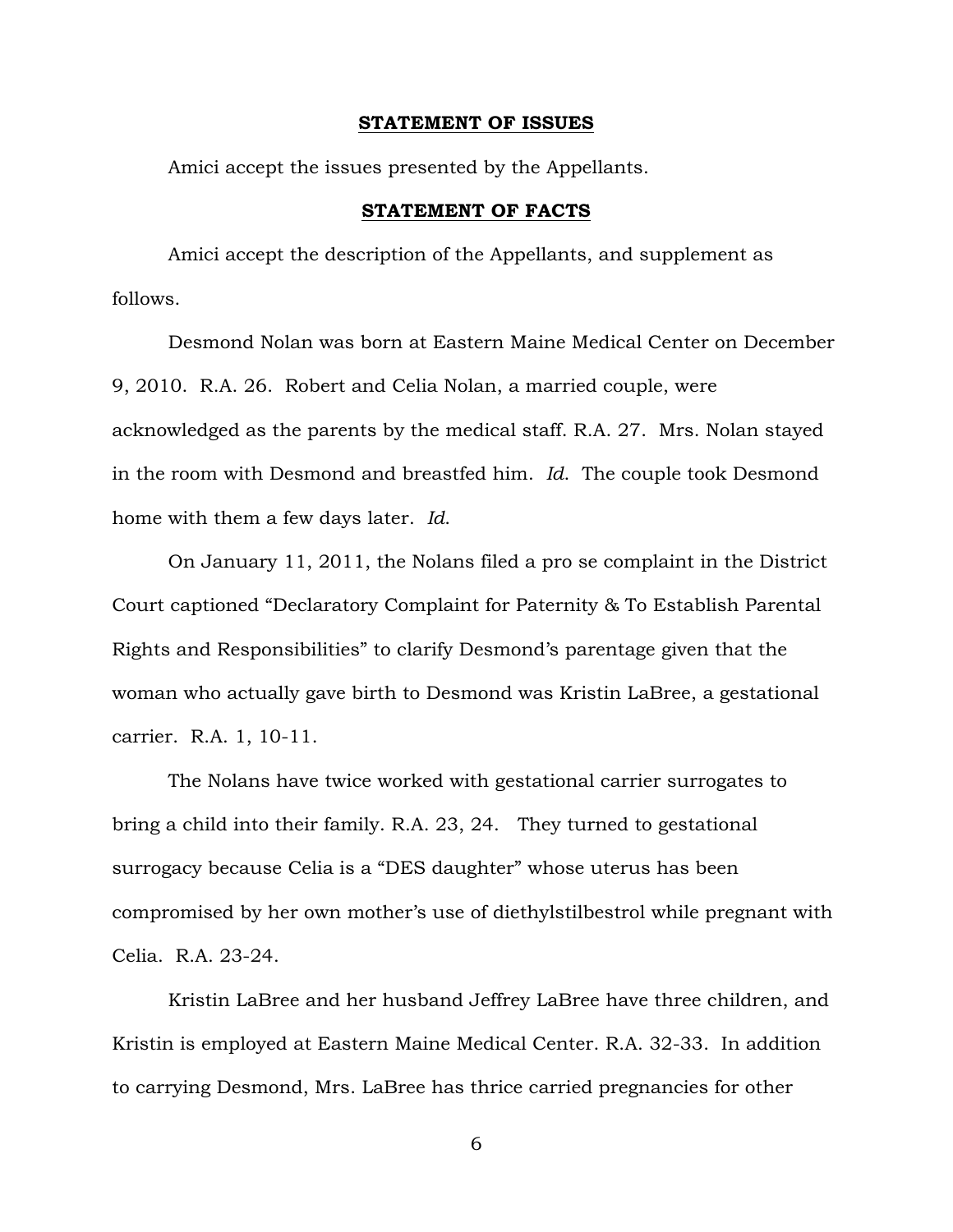## STATEMENT OF ISSUES

Amici accept the issues presented by the Appellants.

## STATEMENT OF FACTS

Amici accept the description of the Appellants, and supplement as follows.

Desmond Nolan was born at Eastern Maine Medical Center on December 9, 2010. R.A. 26. Robert and Celia Nolan, a married couple, were acknowledged as the parents by the medical staff. R.A. 27. Mrs. Nolan stayed in the room with Desmond and breastfed him. *Id.* The couple took Desmond home with them a few days later. *Id.*

On January 11, 2011, the Nolans filed a pro se complaint in the District Court captioned "Declaratory Complaint for Paternity & To Establish Parental Rights and Responsibilities" to clarify Desmond's parentage given that the woman who actually gave birth to Desmond was Kristin LaBree, a gestational carrier. R.A. 1, 10-11.

The Nolans have twice worked with gestational carrier surrogates to bring a child into their family. R.A. 23, 24. They turned to gestational surrogacy because Celia is a "DES daughter" whose uterus has been compromised by her own mother's use of diethylstilbestrol while pregnant with Celia. R.A. 23-24.

Kristin LaBree and her husband Jeffrey LaBree have three children, and Kristin is employed at Eastern Maine Medical Center. R.A. 32-33. In addition to carrying Desmond, Mrs. LaBree has thrice carried pregnancies for other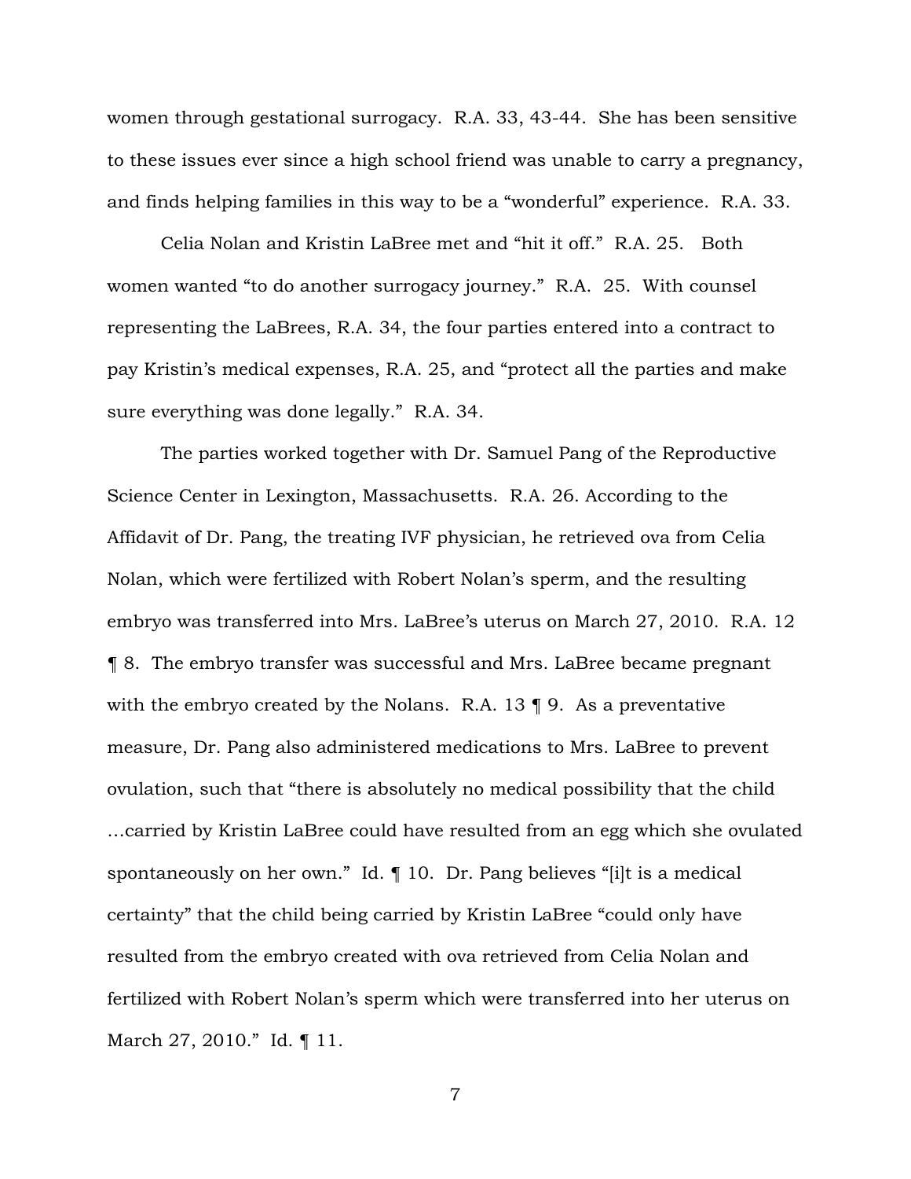women through gestational surrogacy. R.A. 33, 43-44. She has been sensitive to these issues ever since a high school friend was unable to carry a pregnancy, and finds helping families in this way to be a "wonderful" experience. R.A. 33.

Celia Nolan and Kristin LaBree met and "hit it off." R.A. 25. Both women wanted "to do another surrogacy journey." R.A. 25. With counsel representing the LaBrees, R.A. 34, the four parties entered into a contract to pay Kristin's medical expenses, R.A. 25, and "protect all the parties and make sure everything was done legally." R.A. 34.

The parties worked together with Dr. Samuel Pang of the Reproductive Science Center in Lexington, Massachusetts. R.A. 26. According to the Affidavit of Dr. Pang, the treating IVF physician, he retrieved ova from Celia Nolan, which were fertilized with Robert Nolan's sperm, and the resulting embryo was transferred into Mrs. LaBree's uterus on March 27, 2010. R.A. 12 ¶ 8. The embryo transfer was successful and Mrs. LaBree became pregnant with the embryo created by the Nolans. R.A. 13 ¶ 9. As a preventative measure, Dr. Pang also administered medications to Mrs. LaBree to prevent ovulation, such that "there is absolutely no medical possibility that the child …carried by Kristin LaBree could have resulted from an egg which she ovulated spontaneously on her own." Id. ¶ 10. Dr. Pang believes "[i]t is a medical certainty" that the child being carried by Kristin LaBree "could only have resulted from the embryo created with ova retrieved from Celia Nolan and fertilized with Robert Nolan's sperm which were transferred into her uterus on March 27, 2010." Id. ¶ 11.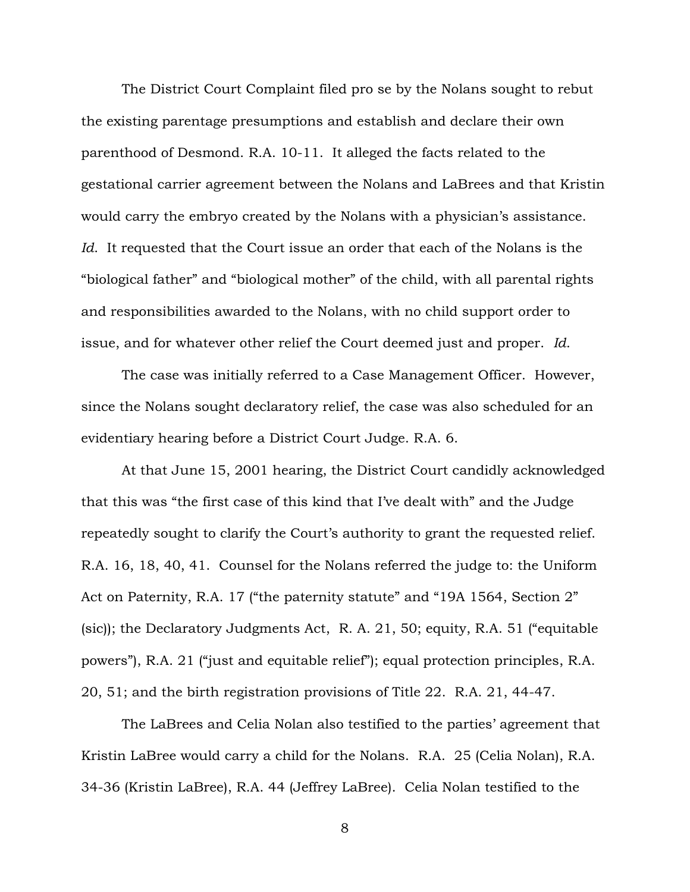The District Court Complaint filed pro se by the Nolans sought to rebut the existing parentage presumptions and establish and declare their own parenthood of Desmond. R.A. 10-11. It alleged the facts related to the gestational carrier agreement between the Nolans and LaBrees and that Kristin would carry the embryo created by the Nolans with a physician's assistance. *Id*. It requested that the Court issue an order that each of the Nolans is the "biological father" and "biological mother" of the child, with all parental rights and responsibilities awarded to the Nolans, with no child support order to issue, and for whatever other relief the Court deemed just and proper. *Id*.

The case was initially referred to a Case Management Officer. However, since the Nolans sought declaratory relief, the case was also scheduled for an evidentiary hearing before a District Court Judge. R.A. 6.

At that June 15, 2001 hearing, the District Court candidly acknowledged that this was "the first case of this kind that I've dealt with" and the Judge repeatedly sought to clarify the Court's authority to grant the requested relief. R.A. 16, 18, 40, 41. Counsel for the Nolans referred the judge to: the Uniform Act on Paternity, R.A. 17 ("the paternity statute" and "19A 1564, Section 2" (sic)); the Declaratory Judgments Act, R. A. 21, 50; equity, R.A. 51 ("equitable powers"), R.A. 21 ("just and equitable relief"); equal protection principles, R.A. 20, 51; and the birth registration provisions of Title 22. R.A. 21, 44-47.

The LaBrees and Celia Nolan also testified to the parties' agreement that Kristin LaBree would carry a child for the Nolans. R.A. 25 (Celia Nolan), R.A. 34-36 (Kristin LaBree), R.A. 44 (Jeffrey LaBree). Celia Nolan testified to the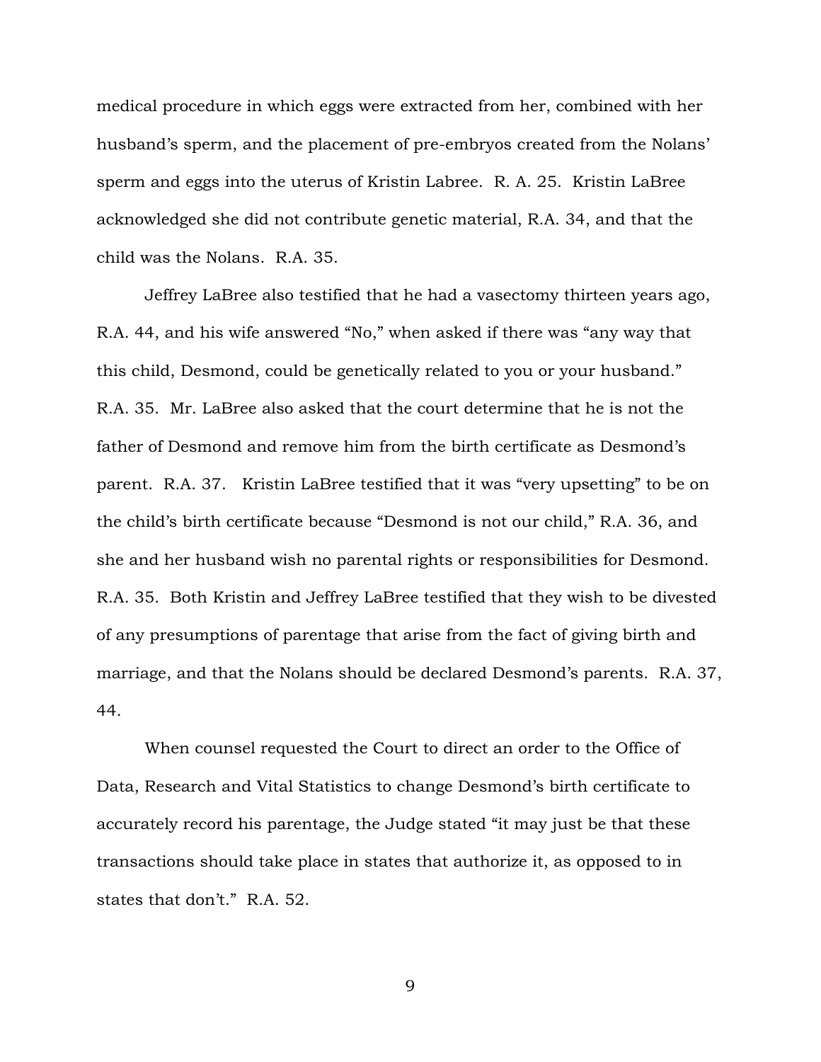medical procedure in which eggs were extracted from her, combined with her husband's sperm, and the placement of pre-embryos created from the Nolans' sperm and eggs into the uterus of Kristin Labree. R. A. 25. Kristin LaBree acknowledged she did not contribute genetic material, R.A. 34, and that the child was the Nolans. R.A. 35.

Jeffrey LaBree also testified that he had a vasectomy thirteen years ago, R.A. 44, and his wife answered "No," when asked if there was "any way that this child, Desmond, could be genetically related to you or your husband." R.A. 35. Mr. LaBree also asked that the court determine that he is not the father of Desmond and remove him from the birth certificate as Desmond's parent. R.A. 37. Kristin LaBree testified that it was "very upsetting" to be on the child's birth certificate because "Desmond is not our child," R.A. 36, and she and her husband wish no parental rights or responsibilities for Desmond. R.A. 35. Both Kristin and Jeffrey LaBree testified that they wish to be divested of any presumptions of parentage that arise from the fact of giving birth and marriage, and that the Nolans should be declared Desmond's parents. R.A. 37, 44.

When counsel requested the Court to direct an order to the Office of Data, Research and Vital Statistics to change Desmond's birth certificate to accurately record his parentage, the Judge stated "it may just be that these transactions should take place in states that authorize it, as opposed to in states that don't." R.A. 52.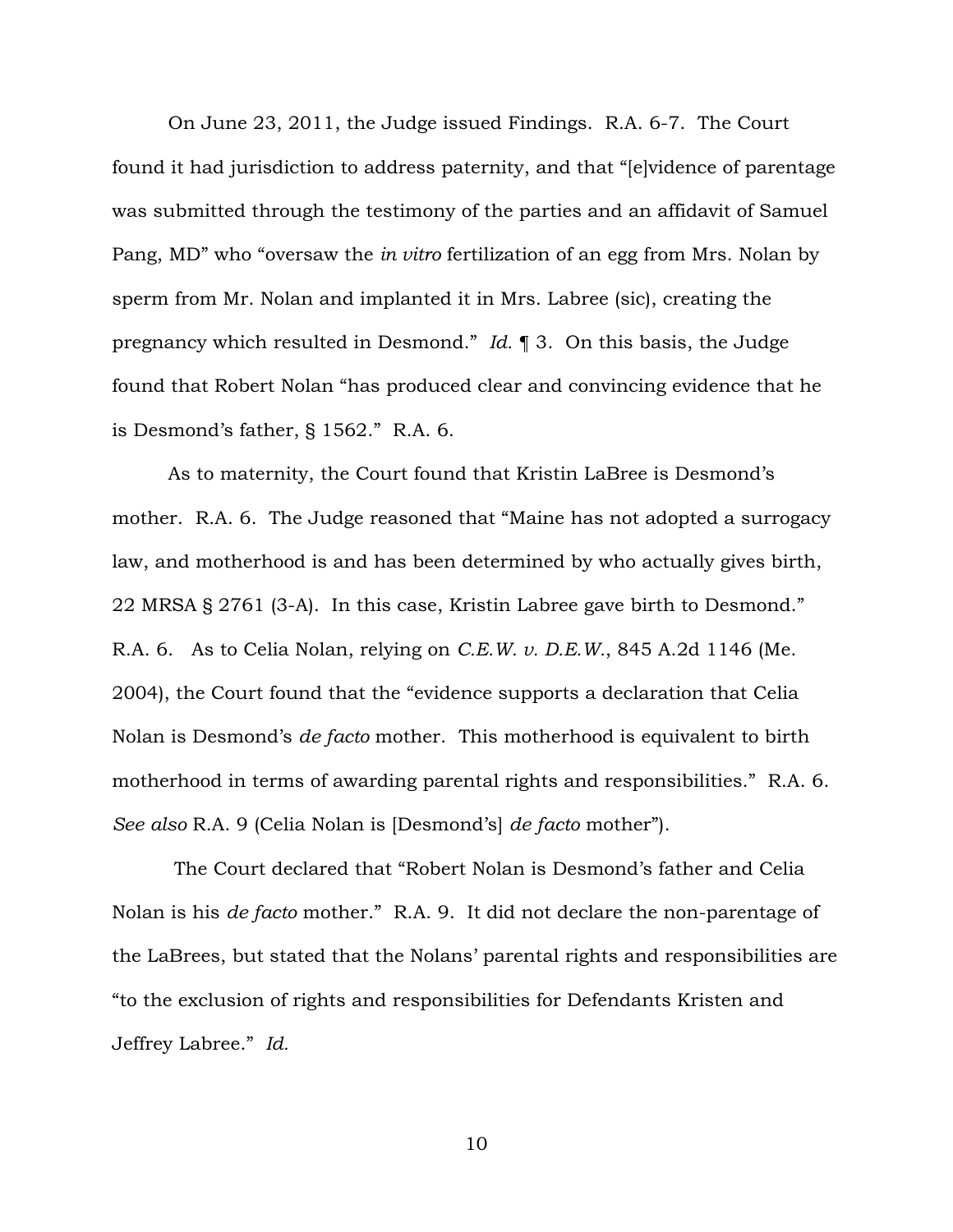On June 23, 2011, the Judge issued Findings. R.A. 6-7. The Court found it had jurisdiction to address paternity, and that "[e]vidence of parentage was submitted through the testimony of the parties and an affidavit of Samuel Pang, MD" who "oversaw the *in vitro* fertilization of an egg from Mrs. Nolan by sperm from Mr. Nolan and implanted it in Mrs. Labree (sic), creating the pregnancy which resulted in Desmond." *Id.* ¶ 3. On this basis, the Judge found that Robert Nolan "has produced clear and convincing evidence that he is Desmond's father, § 1562." R.A. 6.

As to maternity, the Court found that Kristin LaBree is Desmond's mother. R.A. 6. The Judge reasoned that "Maine has not adopted a surrogacy law, and motherhood is and has been determined by who actually gives birth, 22 MRSA § 2761 (3-A). In this case, Kristin Labree gave birth to Desmond." R.A. 6. As to Celia Nolan, relying on *C.E.W. v. D.E.W.*, 845 A.2d 1146 (Me. 2004), the Court found that the "evidence supports a declaration that Celia Nolan is Desmond's *de facto* mother. This motherhood is equivalent to birth motherhood in terms of awarding parental rights and responsibilities." R.A. 6. *See also* R.A. 9 (Celia Nolan is [Desmond's] *de facto* mother").

The Court declared that "Robert Nolan is Desmond's father and Celia Nolan is his *de facto* mother." R.A. 9. It did not declare the non-parentage of the LaBrees, but stated that the Nolans' parental rights and responsibilities are "to the exclusion of rights and responsibilities for Defendants Kristen and Jeffrey Labree." *Id.*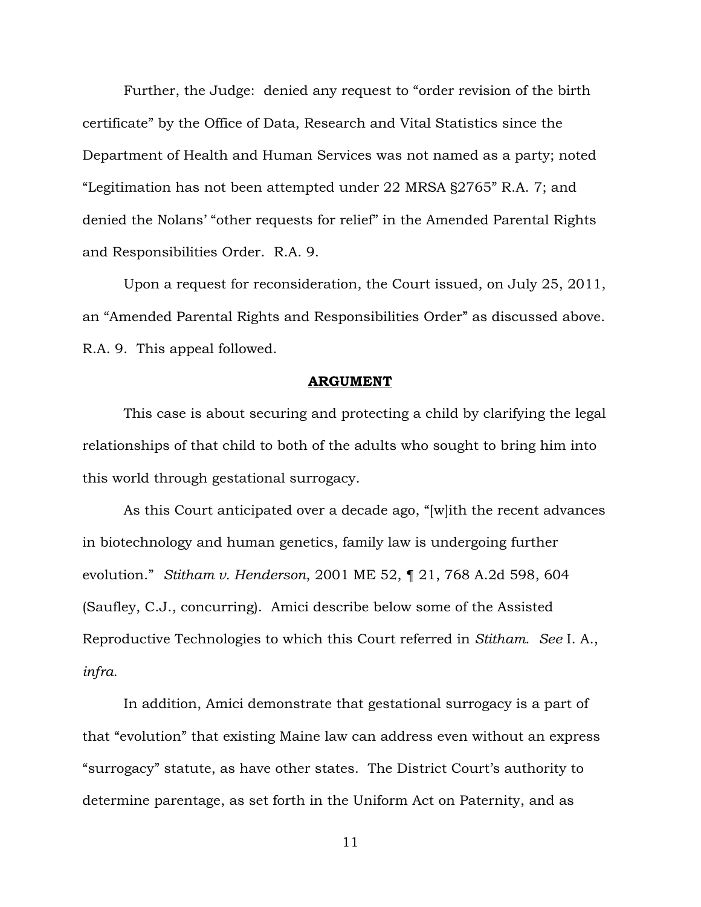Further, the Judge: denied any request to "order revision of the birth certificate" by the Office of Data, Research and Vital Statistics since the Department of Health and Human Services was not named as a party; noted "Legitimation has not been attempted under 22 MRSA §2765" R.A. 7; and denied the Nolans' "other requests for relief" in the Amended Parental Rights and Responsibilities Order. R.A. 9.

Upon a request for reconsideration, the Court issued, on July 25, 2011, an "Amended Parental Rights and Responsibilities Order" as discussed above. R.A. 9. This appeal followed.

## ARGUMENT

This case is about securing and protecting a child by clarifying the legal relationships of that child to both of the adults who sought to bring him into this world through gestational surrogacy.

As this Court anticipated over a decade ago, "[w]ith the recent advances in biotechnology and human genetics, family law is undergoing further evolution." *Stitham v. Henderson*, 2001 ME 52, ¶ 21, 768 A.2d 598, 604 (Saufley, C.J., concurring). Amici describe below some of the Assisted Reproductive Technologies to which this Court referred in *Stitham*. *See* I. A., *infra*.

In addition, Amici demonstrate that gestational surrogacy is a part of that "evolution" that existing Maine law can address even without an express "surrogacy" statute, as have other states. The District Court's authority to determine parentage, as set forth in the Uniform Act on Paternity, and as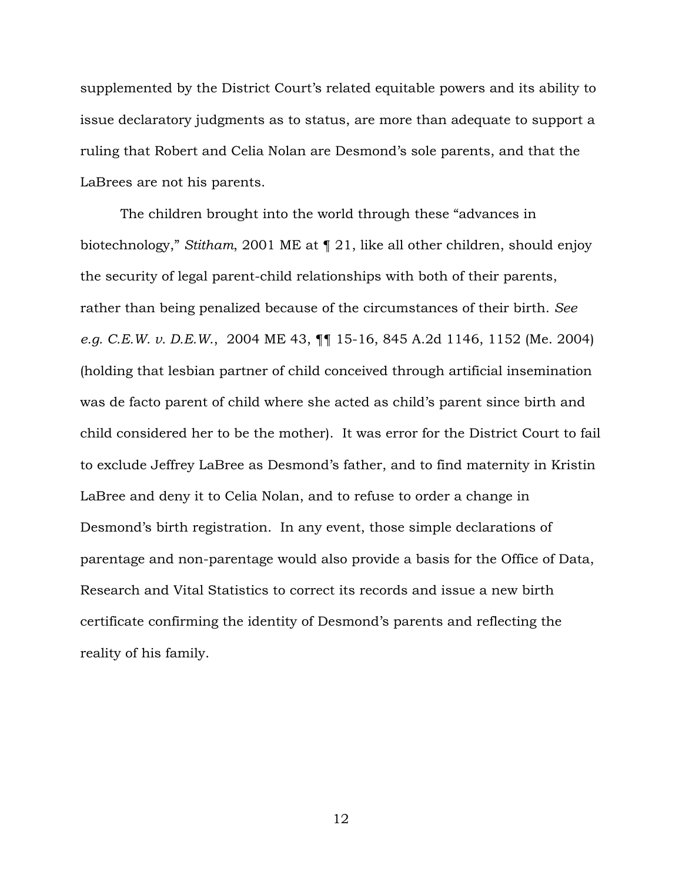supplemented by the District Court's related equitable powers and its ability to issue declaratory judgments as to status, are more than adequate to support a ruling that Robert and Celia Nolan are Desmond's sole parents, and that the LaBrees are not his parents.

The children brought into the world through these "advances in biotechnology," *Stitham*, 2001 ME at ¶ 21, like all other children, should enjoy the security of legal parent-child relationships with both of their parents, rather than being penalized because of the circumstances of their birth. *See e.g. C.E.W. v. D.E.W.*, 2004 ME 43, ¶¶ 15-16, 845 A.2d 1146, 1152 (Me. 2004) (holding that lesbian partner of child conceived through artificial insemination was de facto parent of child where she acted as child's parent since birth and child considered her to be the mother). It was error for the District Court to fail to exclude Jeffrey LaBree as Desmond's father, and to find maternity in Kristin LaBree and deny it to Celia Nolan, and to refuse to order a change in Desmond's birth registration. In any event, those simple declarations of parentage and non-parentage would also provide a basis for the Office of Data, Research and Vital Statistics to correct its records and issue a new birth certificate confirming the identity of Desmond's parents and reflecting the reality of his family.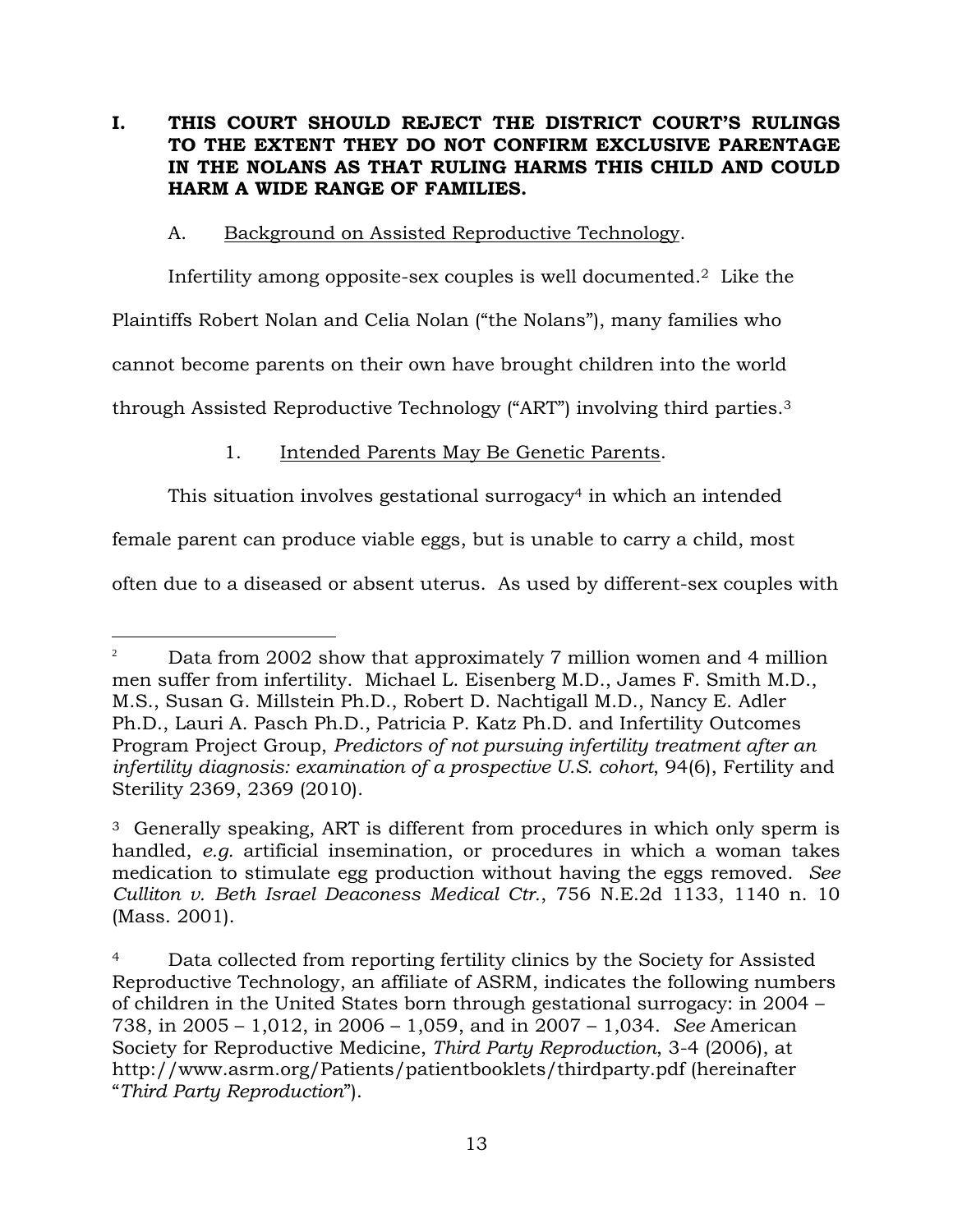## I. THIS COURT SHOULD REJECT THE DISTRICT COURT'S RULINGS TO THE EXTENT THEY DO NOT CONFIRM EXCLUSIVE PARENTAGE IN THE NOLANS AS THAT RULING HARMS THIS CHILD AND COULD HARM A WIDE RANGE OF FAMILIES.

### A. Background on Assisted Reproductive Technology.

Infertility among opposite-sex couples is well documented.[2] Like the Plaintiffs Robert Nolan and Celia Nolan ("the Nolans"), many families who cannot become parents on their own have brought children into the world through Assisted Reproductive Technology ("ART") involving third parties.[3]

#### 1. Intended Parents May Be Genetic Parents.

This situation involves gestational surrogacy[4] in which an intended female parent can produce viable eggs, but is unable to carry a child, most often due to a diseased or absent uterus. As used by different-sex couples with

---

[2] Data from 2002 show that approximately 7 million women and 4 million men suffer from infertility. Michael L. Eisenberg M.D., James F. Smith M.D., M.S., Susan G. Millstein Ph.D., Robert D. Nachtigall M.D., Nancy E. Adler Ph.D., Lauri A. Pasch Ph.D., Patricia P. Katz Ph.D. and Infertility Outcomes Program Project Group, *Predictors of not pursuing infertility treatment after an infertility diagnosis: examination of a prospective U.S. cohort*, 94(6), Fertility and Sterility 2369, 2369 (2010).

[3] Generally speaking, ART is different from procedures in which only sperm is handled, *e.g.* artificial insemination, or procedures in which a woman takes medication to stimulate egg production without having the eggs removed. *See Culliton v. Beth Israel Deaconess Medical Ctr.*, 756 N.E.2d 1133, 1140 n. 10 (Mass. 2001).

[4] Data collected from reporting fertility clinics by the Society for Assisted Reproductive Technology, an affiliate of ASRM, indicates the following numbers of children in the United States born through gestational surrogacy: in 2004 – 738, in 2005 – 1,012, in 2006 – 1,059, and in 2007 – 1,034. *See* American Society for Reproductive Medicine, *Third Party Reproduction*, 3-4 (2006), at http://www.asrm.org/Patients/patientbooklets/thirdparty.pdf (hereinafter "*Third Party Reproduction*").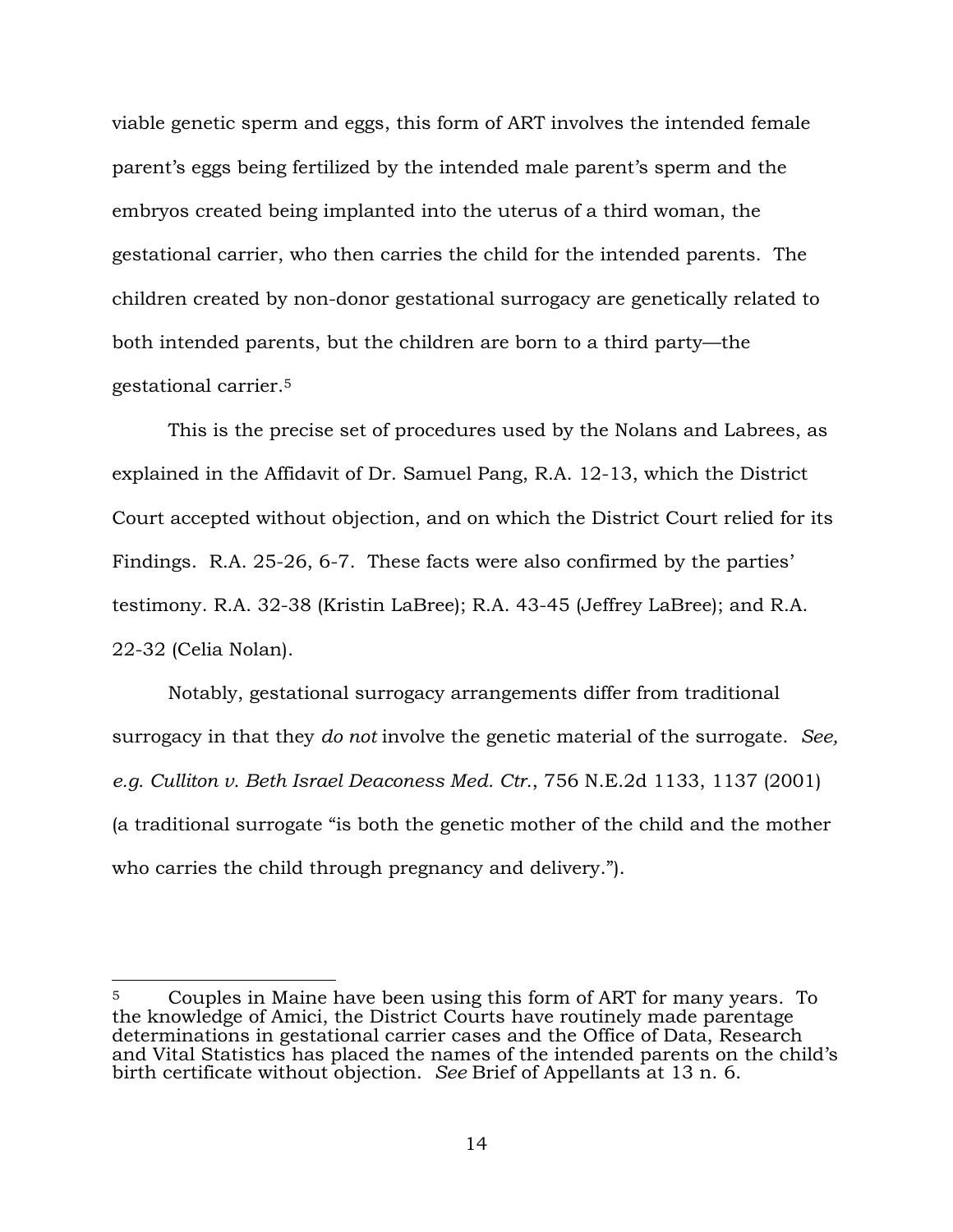viable genetic sperm and eggs, this form of ART involves the intended female parent's eggs being fertilized by the intended male parent's sperm and the embryos created being implanted into the uterus of a third woman, the gestational carrier, who then carries the child for the intended parents. The children created by non-donor gestational surrogacy are genetically related to both intended parents, but the children are born to a third party—the gestational carrier.[5]

This is the precise set of procedures used by the Nolans and Labrees, as explained in the Affidavit of Dr. Samuel Pang, R.A. 12-13, which the District Court accepted without objection, and on which the District Court relied for its Findings. R.A. 25-26, 6-7. These facts were also confirmed by the parties' testimony. R.A. 32-38 (Kristin LaBree); R.A. 43-45 (Jeffrey LaBree); and R.A. 22-32 (Celia Nolan).

Notably, gestational surrogacy arrangements differ from traditional surrogacy in that they *do not* involve the genetic material of the surrogate. *See, e.g. Culliton v. Beth Israel Deaconess Med. Ctr.*, 756 N.E.2d 1133, 1137 (2001) (a traditional surrogate "is both the genetic mother of the child and the mother who carries the child through pregnancy and delivery.").

---

[5] Couples in Maine have been using this form of ART for many years. To the knowledge of Amici, the District Courts have routinely made parentage determinations in gestational carrier cases and the Office of Data, Research and Vital Statistics has placed the names of the intended parents on the child's birth certificate without objection. *See* Brief of Appellants at 13 n. 6.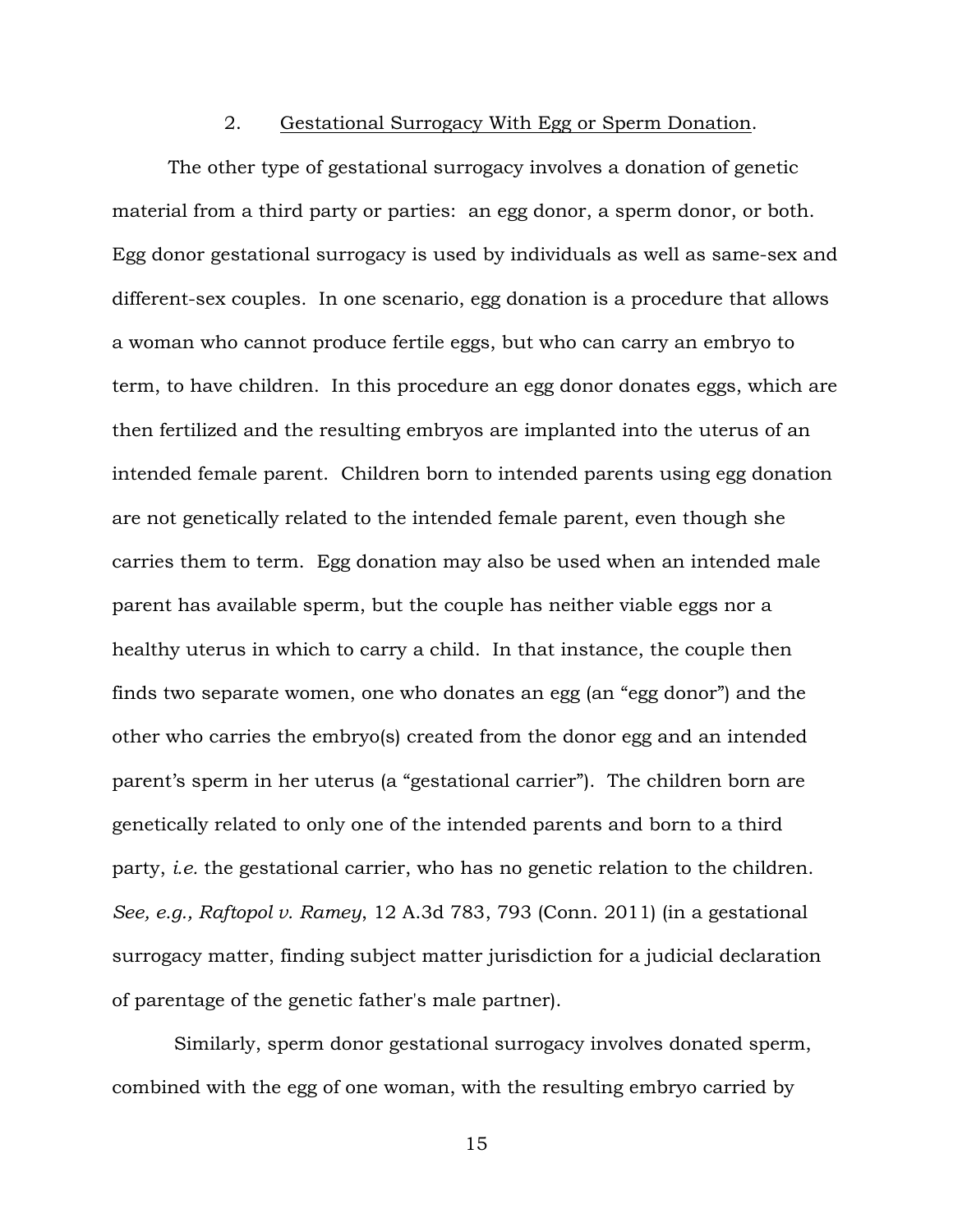### 2. Gestational Surrogacy With Egg or Sperm Donation.

The other type of gestational surrogacy involves a donation of genetic material from a third party or parties: an egg donor, a sperm donor, or both. Egg donor gestational surrogacy is used by individuals as well as same-sex and different-sex couples. In one scenario, egg donation is a procedure that allows a woman who cannot produce fertile eggs, but who can carry an embryo to term, to have children. In this procedure an egg donor donates eggs, which are then fertilized and the resulting embryos are implanted into the uterus of an intended female parent. Children born to intended parents using egg donation are not genetically related to the intended female parent, even though she carries them to term. Egg donation may also be used when an intended male parent has available sperm, but the couple has neither viable eggs nor a healthy uterus in which to carry a child. In that instance, the couple then finds two separate women, one who donates an egg (an "egg donor") and the other who carries the embryo(s) created from the donor egg and an intended parent's sperm in her uterus (a "gestational carrier"). The children born are genetically related to only one of the intended parents and born to a third party, *i.e.* the gestational carrier, who has no genetic relation to the children. *See, e.g., Raftopol v. Ramey*, 12 A.3d 783, 793 (Conn. 2011) (in a gestational surrogacy matter, finding subject matter jurisdiction for a judicial declaration of parentage of the genetic father's male partner).

Similarly, sperm donor gestational surrogacy involves donated sperm, combined with the egg of one woman, with the resulting embryo carried by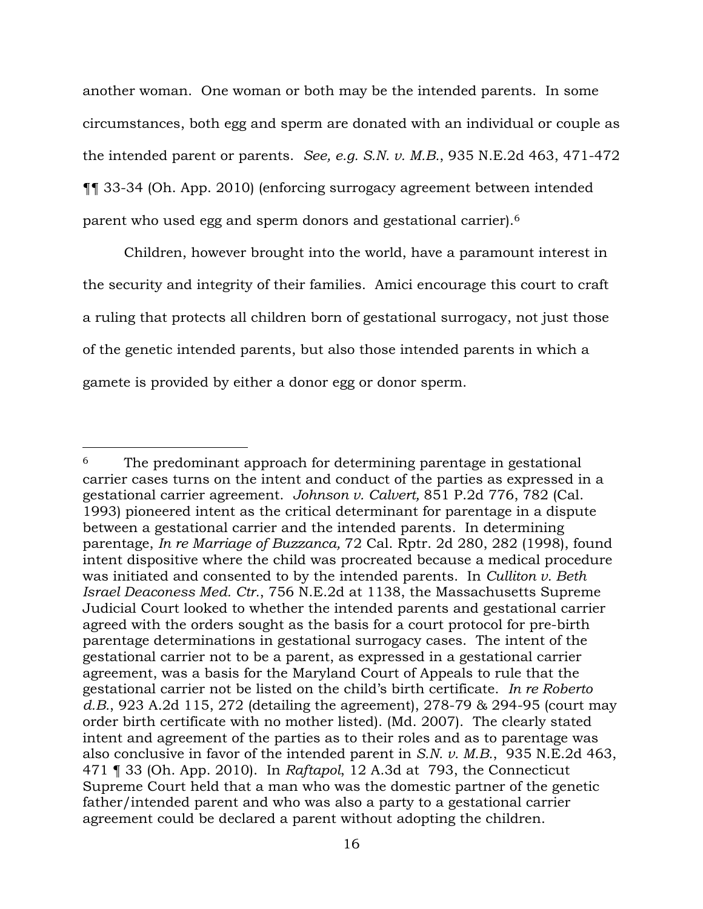another woman. One woman or both may be the intended parents. In some circumstances, both egg and sperm are donated with an individual or couple as the intended parent or parents. *See, e.g. S.N. v. M.B.*, 935 N.E.2d 463, 471-472 ¶¶ 33-34 (Oh. App. 2010) (enforcing surrogacy agreement between intended parent who used egg and sperm donors and gestational carrier).[6]

Children, however brought into the world, have a paramount interest in the security and integrity of their families. Amici encourage this court to craft a ruling that protects all children born of gestational surrogacy, not just those of the genetic intended parents, but also those intended parents in which a gamete is provided by either a donor egg or donor sperm.

---

[6] The predominant approach for determining parentage in gestational carrier cases turns on the intent and conduct of the parties as expressed in a gestational carrier agreement. *Johnson v. Calvert,* 851 P.2d 776, 782 (Cal. 1993) pioneered intent as the critical determinant for parentage in a dispute between a gestational carrier and the intended parents. In determining parentage, *In re Marriage of Buzzanca,* 72 Cal. Rptr. 2d 280, 282 (1998), found intent dispositive where the child was procreated because a medical procedure was initiated and consented to by the intended parents. In *Culliton v. Beth Israel Deaconess Med. Ctr.*, 756 N.E.2d at 1138, the Massachusetts Supreme Judicial Court looked to whether the intended parents and gestational carrier agreed with the orders sought as the basis for a court protocol for pre-birth parentage determinations in gestational surrogacy cases. The intent of the gestational carrier not to be a parent, as expressed in a gestational carrier agreement, was a basis for the Maryland Court of Appeals to rule that the gestational carrier not be listed on the child's birth certificate. *In re Roberto d.B.*, 923 A.2d 115, 272 (detailing the agreement), 278-79 & 294-95 (court may order birth certificate with no mother listed). (Md. 2007). The clearly stated intent and agreement of the parties as to their roles and as to parentage was also conclusive in favor of the intended parent in *S.N. v. M.B.*, 935 N.E.2d 463, 471 ¶ 33 (Oh. App. 2010). In *Raftapol*, 12 A.3d at 793, the Connecticut Supreme Court held that a man who was the domestic partner of the genetic father/intended parent and who was also a party to a gestational carrier agreement could be declared a parent without adopting the children.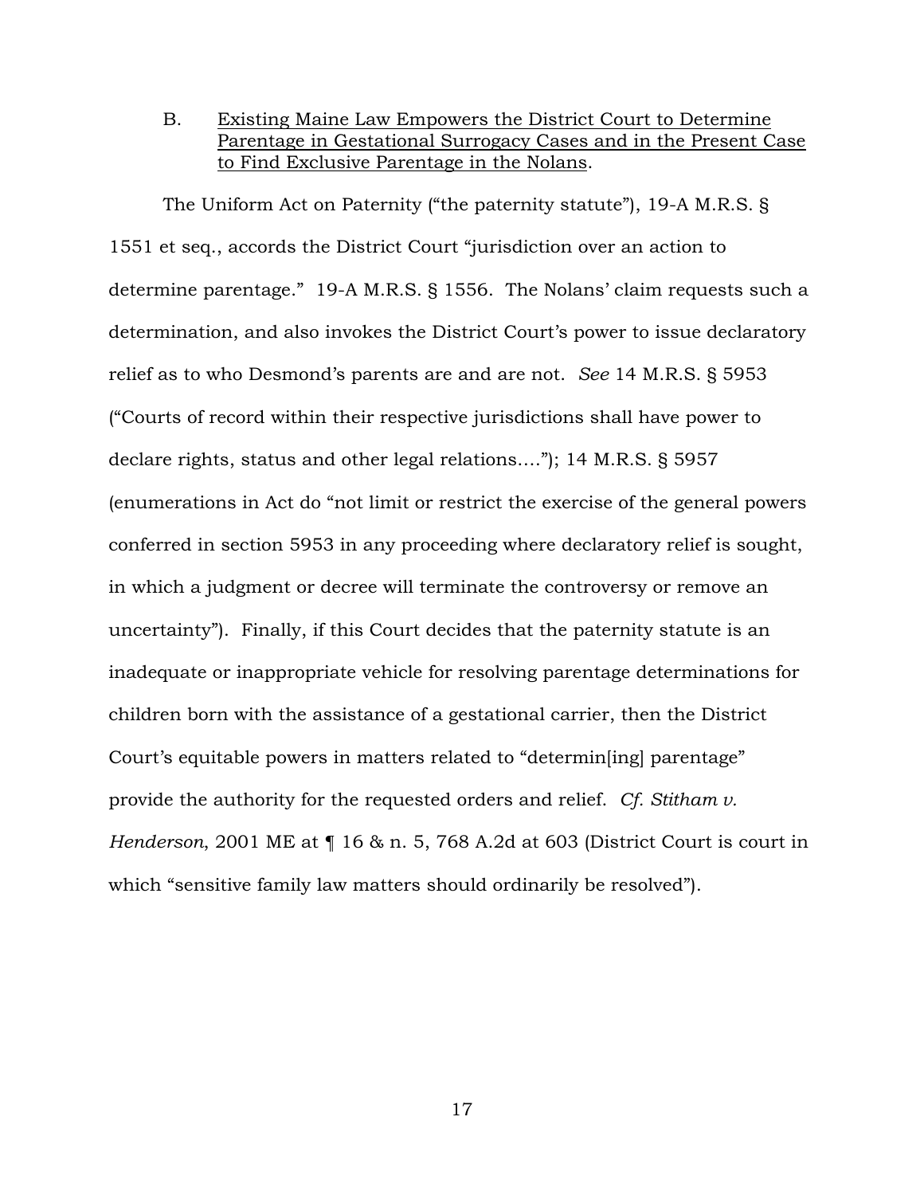B. <u>Existing Maine Law Empowers the District Court to Determine Parentage in Gestational Surrogacy Cases and in the Present Case to Find Exclusive Parentage in the Nolans</u>.

The Uniform Act on Paternity ("the paternity statute"), 19-A M.R.S. § 1551 et seq., accords the District Court "jurisdiction over an action to determine parentage." 19-A M.R.S. § 1556. The Nolans' claim requests such a determination, and also invokes the District Court's power to issue declaratory relief as to who Desmond's parents are and are not. *See* 14 M.R.S. § 5953 ("Courts of record within their respective jurisdictions shall have power to declare rights, status and other legal relations…."); 14 M.R.S. § 5957 (enumerations in Act do "not limit or restrict the exercise of the general powers conferred in section 5953 in any proceeding where declaratory relief is sought, in which a judgment or decree will terminate the controversy or remove an uncertainty"). Finally, if this Court decides that the paternity statute is an inadequate or inappropriate vehicle for resolving parentage determinations for children born with the assistance of a gestational carrier, then the District Court's equitable powers in matters related to "determin[ing] parentage" provide the authority for the requested orders and relief. *Cf. Stitham v. Henderson*, 2001 ME at ¶ 16 & n. 5, 768 A.2d at 603 (District Court is court in which "sensitive family law matters should ordinarily be resolved").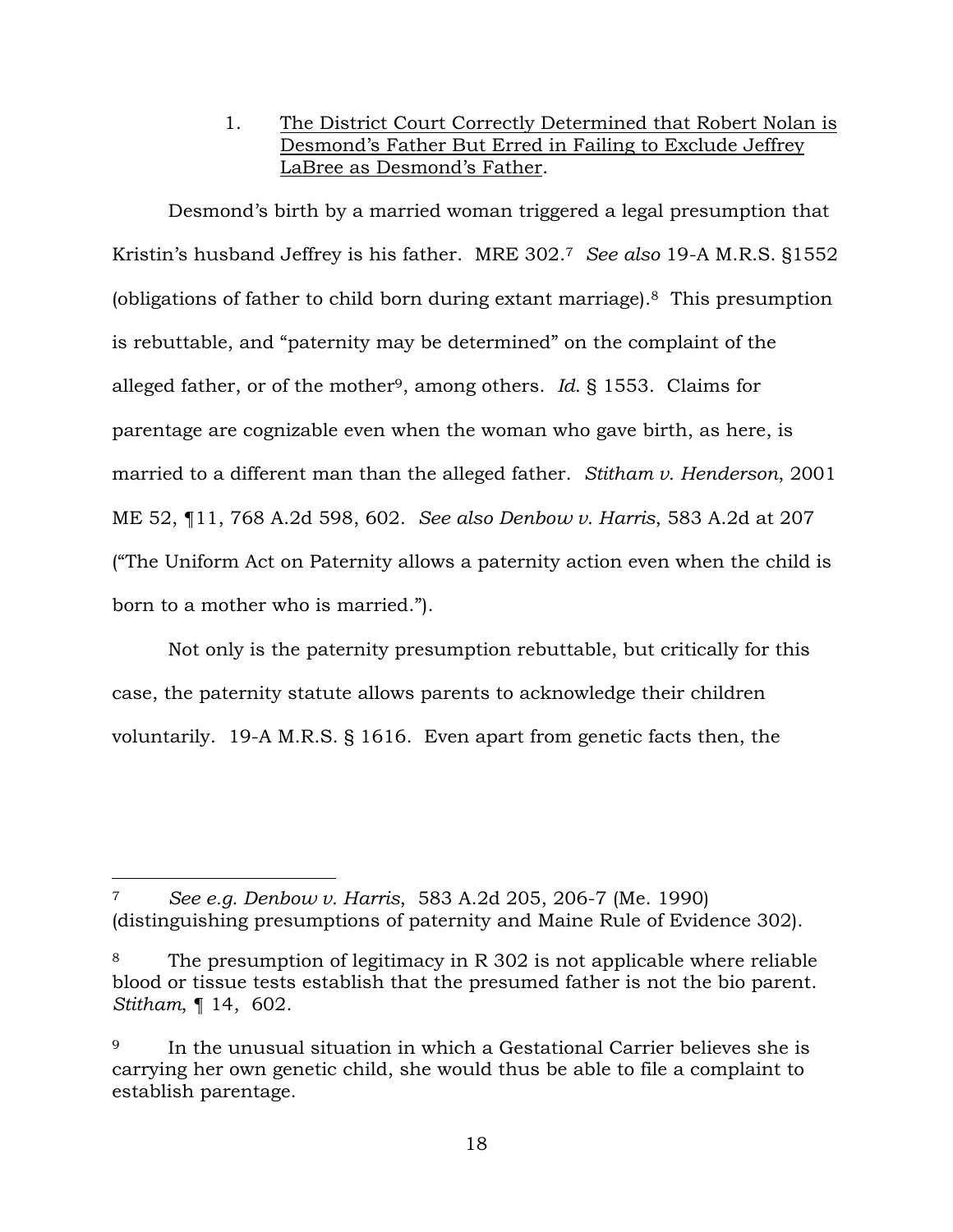1. <u>The District Court Correctly Determined that Robert Nolan is Desmond's Father But Erred in Failing to Exclude Jeffrey LaBree as Desmond's Father</u>.

Desmond's birth by a married woman triggered a legal presumption that Kristin's husband Jeffrey is his father. MRE 302.[7] *See also* 19-A M.R.S. §1552 (obligations of father to child born during extant marriage).[8] This presumption is rebuttable, and "paternity may be determined" on the complaint of the alleged father, or of the mother[9], among others. *Id.* § 1553. Claims for parentage are cognizable even when the woman who gave birth, as here, is married to a different man than the alleged father. *Stitham v. Henderson*, 2001 ME 52, ¶11, 768 A.2d 598, 602. *See also Denbow v. Harris*, 583 A.2d at 207 ("The Uniform Act on Paternity allows a paternity action even when the child is born to a mother who is married.").

Not only is the paternity presumption rebuttable, but critically for this case, the paternity statute allows parents to acknowledge their children voluntarily. 19-A M.R.S. § 1616. Even apart from genetic facts then, the

---

[7] *See e.g. Denbow v. Harris*, 583 A.2d 205, 206-7 (Me. 1990) (distinguishing presumptions of paternity and Maine Rule of Evidence 302).

[8] The presumption of legitimacy in R 302 is not applicable where reliable blood or tissue tests establish that the presumed father is not the bio parent. *Stitham*, ¶ 14, 602.

[9] In the unusual situation in which a Gestational Carrier believes she is carrying her own genetic child, she would thus be able to file a complaint to establish parentage.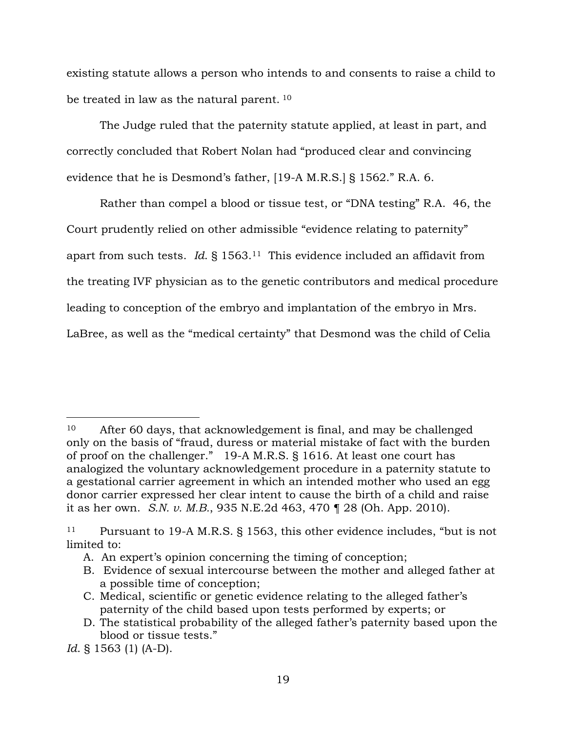existing statute allows a person who intends to and consents to raise a child to be treated in law as the natural parent. [10]

The Judge ruled that the paternity statute applied, at least in part, and correctly concluded that Robert Nolan had "produced clear and convincing evidence that he is Desmond's father, [19-A M.R.S.] § 1562." R.A. 6.

Rather than compel a blood or tissue test, or "DNA testing" R.A. 46, the Court prudently relied on other admissible "evidence relating to paternity" apart from such tests. *Id.* § 1563.[11] This evidence included an affidavit from the treating IVF physician as to the genetic contributors and medical procedure leading to conception of the embryo and implantation of the embryo in Mrs. LaBree, as well as the "medical certainty" that Desmond was the child of Celia

---

[10] After 60 days, that acknowledgement is final, and may be challenged only on the basis of "fraud, duress or material mistake of fact with the burden of proof on the challenger." 19-A M.R.S. § 1616. At least one court has analogized the voluntary acknowledgement procedure in a paternity statute to a gestational carrier agreement in which an intended mother who used an egg donor carrier expressed her clear intent to cause the birth of a child and raise it as her own. *S.N. v. M.B.*, 935 N.E.2d 463, 470 ¶ 28 (Oh. App. 2010).

[11] Pursuant to 19-A M.R.S. § 1563, this other evidence includes, "but is not limited to:

A. An expert's opinion concerning the timing of conception;
B. Evidence of sexual intercourse between the mother and alleged father at a possible time of conception;
C. Medical, scientific or genetic evidence relating to the alleged father's paternity of the child based upon tests performed by experts; or
D. The statistical probability of the alleged father's paternity based upon the blood or tissue tests."

*Id.* § 1563 (1) (A-D).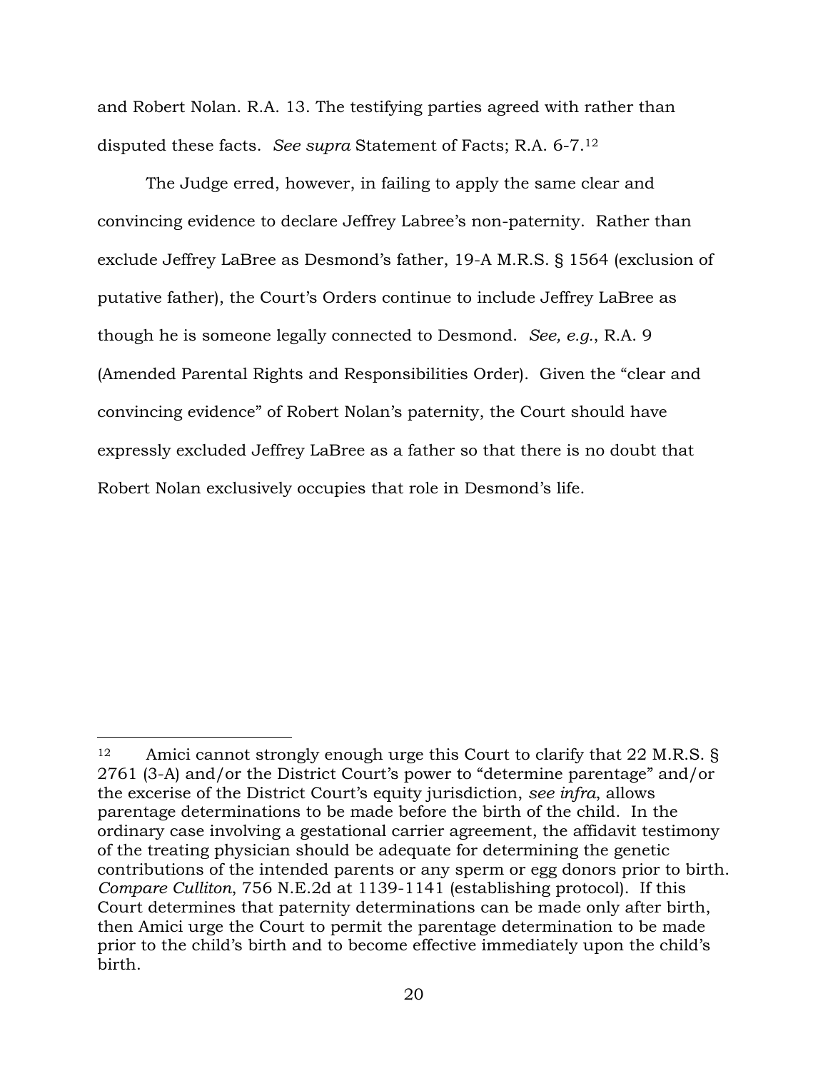and Robert Nolan. R.A. 13. The testifying parties agreed with rather than disputed these facts. *See supra* Statement of Facts; R.A. 6-7.[12]

The Judge erred, however, in failing to apply the same clear and convincing evidence to declare Jeffrey Labree's non-paternity. Rather than exclude Jeffrey LaBree as Desmond's father, 19-A M.R.S. § 1564 (exclusion of putative father), the Court's Orders continue to include Jeffrey LaBree as though he is someone legally connected to Desmond. *See, e.g.*, R.A. 9 (Amended Parental Rights and Responsibilities Order). Given the "clear and convincing evidence" of Robert Nolan's paternity, the Court should have expressly excluded Jeffrey LaBree as a father so that there is no doubt that Robert Nolan exclusively occupies that role in Desmond's life.

---

[12] Amici cannot strongly enough urge this Court to clarify that 22 M.R.S. § 2761 (3-A) and/or the District Court's power to "determine parentage" and/or the excerise of the District Court's equity jurisdiction, *see infra*, allows parentage determinations to be made before the birth of the child. In the ordinary case involving a gestational carrier agreement, the affidavit testimony of the treating physician should be adequate for determining the genetic contributions of the intended parents or any sperm or egg donors prior to birth. *Compare Culliton*, 756 N.E.2d at 1139-1141 (establishing protocol). If this Court determines that paternity determinations can be made only after birth, then Amici urge the Court to permit the parentage determination to be made prior to the child's birth and to become effective immediately upon the child's birth.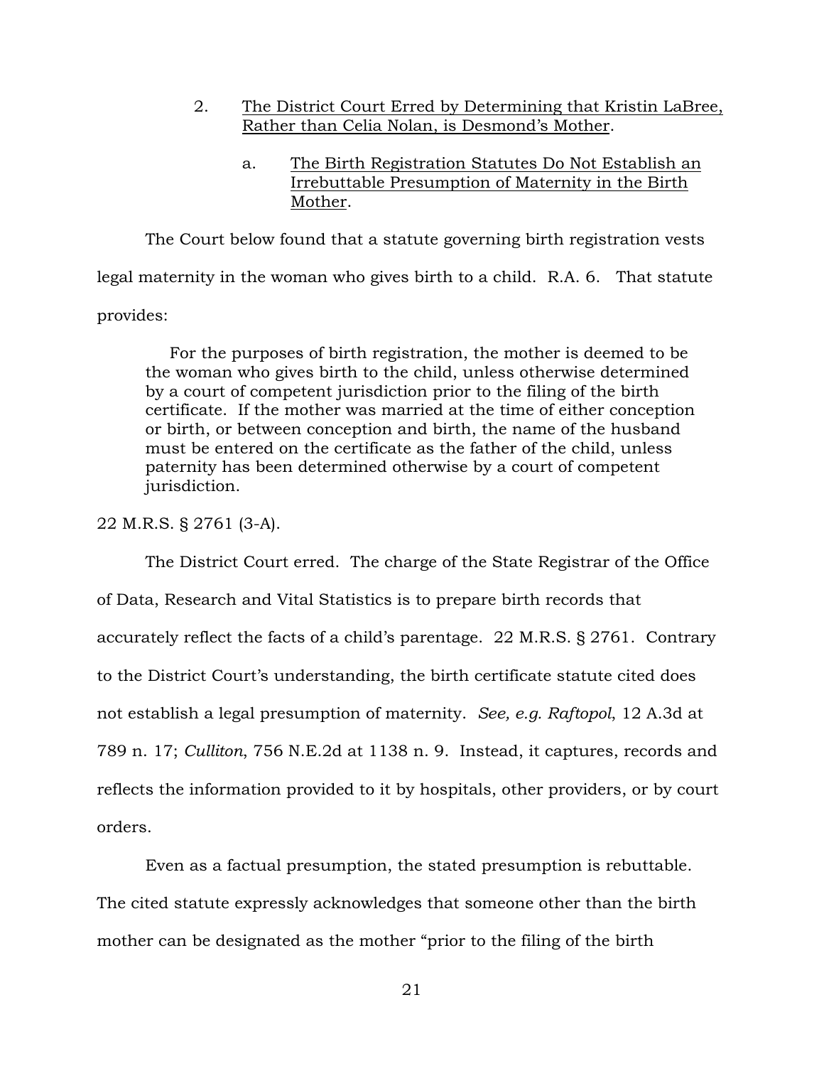2. The District Court Erred by Determining that Kristin LaBree, Rather than Celia Nolan, is Desmond's Mother.

   a. The Birth Registration Statutes Do Not Establish an Irrebuttable Presumption of Maternity in the Birth Mother.

The Court below found that a statute governing birth registration vests legal maternity in the woman who gives birth to a child. R.A. 6. That statute provides:

> For the purposes of birth registration, the mother is deemed to be the woman who gives birth to the child, unless otherwise determined by a court of competent jurisdiction prior to the filing of the birth certificate. If the mother was married at the time of either conception or birth, or between conception and birth, the name of the husband must be entered on the certificate as the father of the child, unless paternity has been determined otherwise by a court of competent jurisdiction.

22 M.R.S. § 2761 (3-A).

The District Court erred. The charge of the State Registrar of the Office of Data, Research and Vital Statistics is to prepare birth records that accurately reflect the facts of a child's parentage. 22 M.R.S. § 2761. Contrary to the District Court's understanding, the birth certificate statute cited does not establish a legal presumption of maternity. *See, e.g. Raftopol*, 12 A.3d at 789 n. 17; *Culliton*, 756 N.E.2d at 1138 n. 9. Instead, it captures, records and reflects the information provided to it by hospitals, other providers, or by court orders.

Even as a factual presumption, the stated presumption is rebuttable. The cited statute expressly acknowledges that someone other than the birth mother can be designated as the mother "prior to the filing of the birth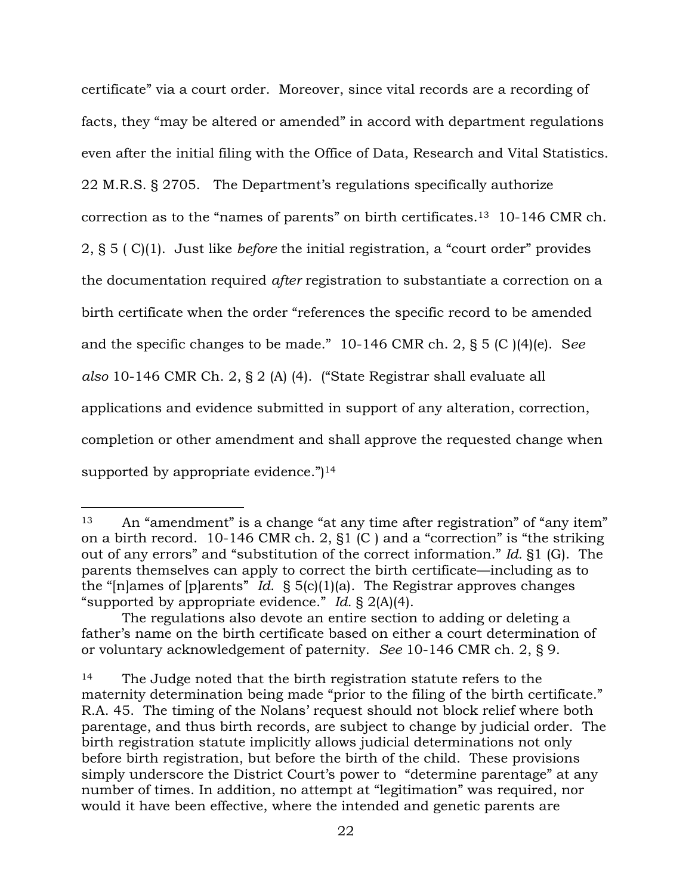certificate" via a court order. Moreover, since vital records are a recording of facts, they "may be altered or amended" in accord with department regulations even after the initial filing with the Office of Data, Research and Vital Statistics. 22 M.R.S. § 2705. The Department's regulations specifically authorize correction as to the "names of parents" on birth certificates.[13] 10-146 CMR ch. 2, § 5 ( C)(1). Just like *before* the initial registration, a "court order" provides the documentation required *after* registration to substantiate a correction on a birth certificate when the order "references the specific record to be amended and the specific changes to be made." 10-146 CMR ch. 2, § 5 (C )(4)(e). S*ee also* 10-146 CMR Ch. 2, § 2 (A) (4). ("State Registrar shall evaluate all applications and evidence submitted in support of any alteration, correction, completion or other amendment and shall approve the requested change when supported by appropriate evidence.")[14]

---

[13] An "amendment" is a change "at any time after registration" of "any item" on a birth record. 10-146 CMR ch. 2, §1 (C ) and a "correction" is "the striking out of any errors" and "substitution of the correct information." *Id.* §1 (G). The parents themselves can apply to correct the birth certificate—including as to the "[n]ames of [p]arents" *Id.* § 5(c)(1)(a). The Registrar approves changes "supported by appropriate evidence." *Id.* § 2(A)(4).

The regulations also devote an entire section to adding or deleting a father's name on the birth certificate based on either a court determination of or voluntary acknowledgement of paternity. *See* 10-146 CMR ch. 2, § 9.

[14] The Judge noted that the birth registration statute refers to the maternity determination being made "prior to the filing of the birth certificate." R.A. 45. The timing of the Nolans' request should not block relief where both parentage, and thus birth records, are subject to change by judicial order. The birth registration statute implicitly allows judicial determinations not only before birth registration, but before the birth of the child. These provisions simply underscore the District Court's power to "determine parentage" at any number of times. In addition, no attempt at "legitimation" was required, nor would it have been effective, where the intended and genetic parents are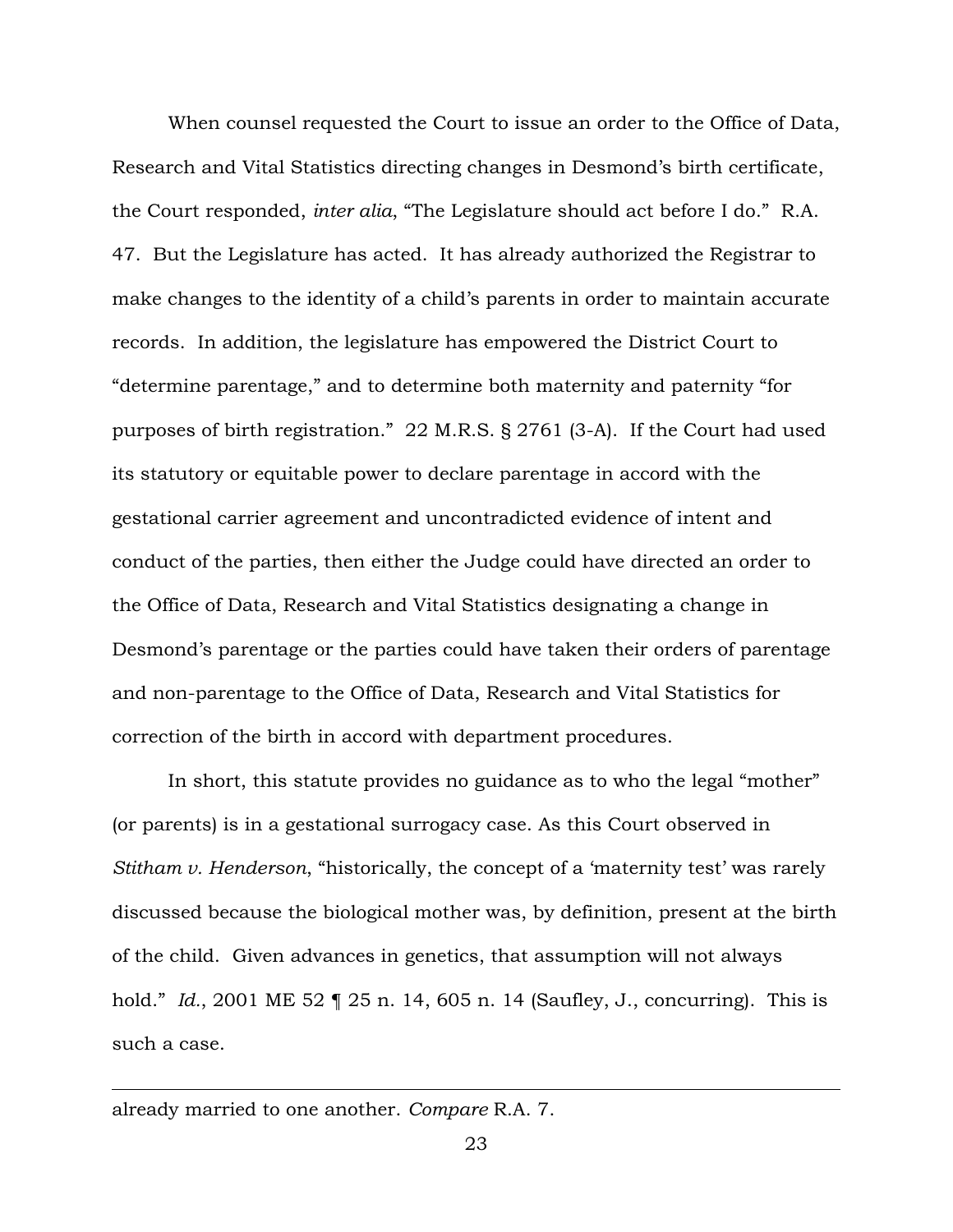When counsel requested the Court to issue an order to the Office of Data, Research and Vital Statistics directing changes in Desmond's birth certificate, the Court responded, *inter alia*, "The Legislature should act before I do." R.A. 47. But the Legislature has acted. It has already authorized the Registrar to make changes to the identity of a child's parents in order to maintain accurate records. In addition, the legislature has empowered the District Court to "determine parentage," and to determine both maternity and paternity "for purposes of birth registration." 22 M.R.S. § 2761 (3-A). If the Court had used its statutory or equitable power to declare parentage in accord with the gestational carrier agreement and uncontradicted evidence of intent and conduct of the parties, then either the Judge could have directed an order to the Office of Data, Research and Vital Statistics designating a change in Desmond's parentage or the parties could have taken their orders of parentage and non-parentage to the Office of Data, Research and Vital Statistics for correction of the birth in accord with department procedures.

In short, this statute provides no guidance as to who the legal "mother" (or parents) is in a gestational surrogacy case. As this Court observed in *Stitham v. Henderson*, "historically, the concept of a 'maternity test' was rarely discussed because the biological mother was, by definition, present at the birth of the child. Given advances in genetics, that assumption will not always hold." *Id.*, 2001 ME 52 ¶ 25 n. 14, 605 n. 14 (Saufley, J., concurring). This is such a case.

---

already married to one another. *Compare* R.A. 7.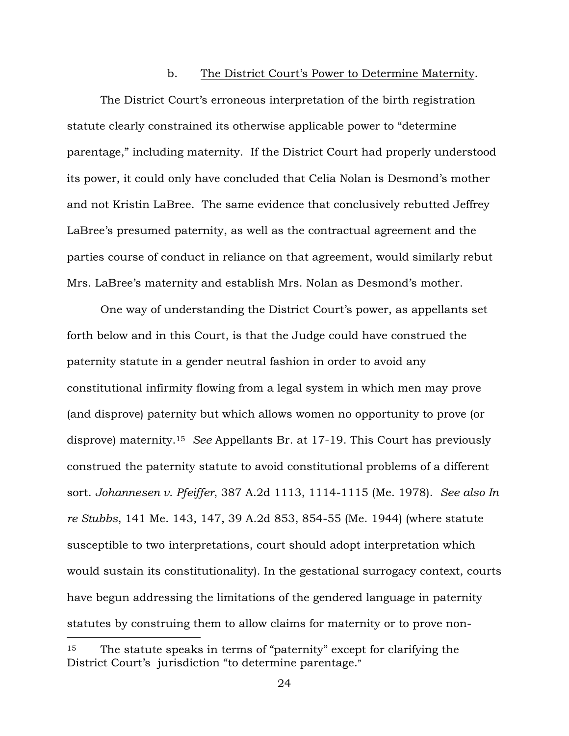### b. The District Court's Power to Determine Maternity.

The District Court's erroneous interpretation of the birth registration statute clearly constrained its otherwise applicable power to "determine parentage," including maternity. If the District Court had properly understood its power, it could only have concluded that Celia Nolan is Desmond's mother and not Kristin LaBree. The same evidence that conclusively rebutted Jeffrey LaBree's presumed paternity, as well as the contractual agreement and the parties course of conduct in reliance on that agreement, would similarly rebut Mrs. LaBree's maternity and establish Mrs. Nolan as Desmond's mother.

One way of understanding the District Court's power, as appellants set forth below and in this Court, is that the Judge could have construed the paternity statute in a gender neutral fashion in order to avoid any constitutional infirmity flowing from a legal system in which men may prove (and disprove) paternity but which allows women no opportunity to prove (or disprove) maternity.[15] *See* Appellants Br. at 17-19. This Court has previously construed the paternity statute to avoid constitutional problems of a different sort. *Johannesen v. Pfeiffer*, 387 A.2d 1113, 1114-1115 (Me. 1978). *See also In re Stubbs*, 141 Me. 143, 147, 39 A.2d 853, 854-55 (Me. 1944) (where statute susceptible to two interpretations, court should adopt interpretation which would sustain its constitutionality). In the gestational surrogacy context, courts have begun addressing the limitations of the gendered language in paternity statutes by construing them to allow claims for maternity or to prove non-

---

[15] The statute speaks in terms of "paternity" except for clarifying the District Court's jurisdiction "to determine parentage."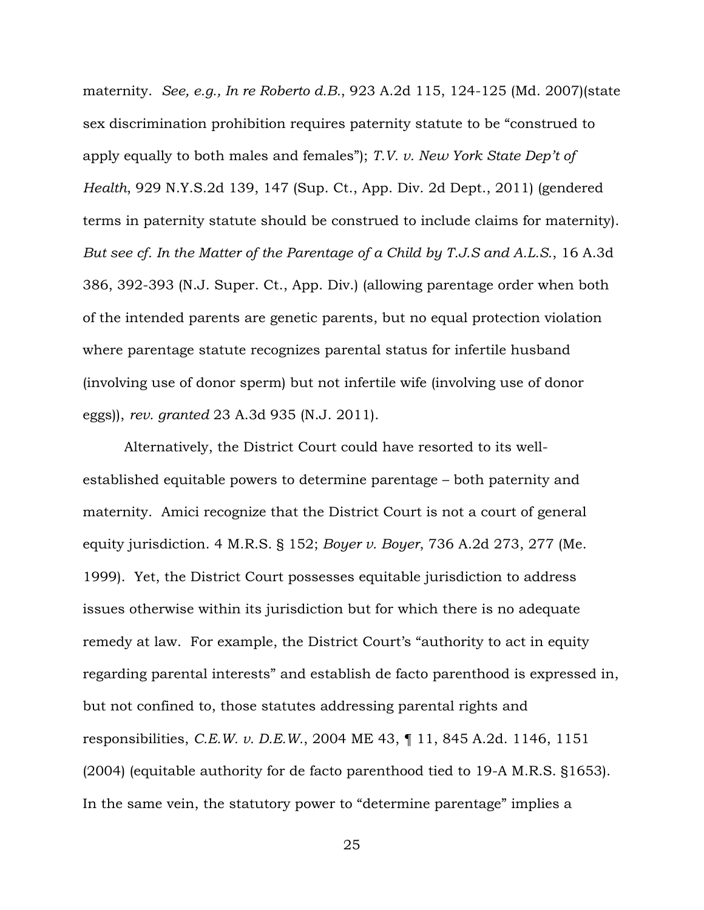maternity. *See, e.g., In re Roberto d.B.*, 923 A.2d 115, 124-125 (Md. 2007)(state sex discrimination prohibition requires paternity statute to be "construed to apply equally to both males and females"); *T.V. v. New York State Dep't of Health*, 929 N.Y.S.2d 139, 147 (Sup. Ct., App. Div. 2d Dept., 2011) (gendered terms in paternity statute should be construed to include claims for maternity). *But see cf. In the Matter of the Parentage of a Child by T.J.S and A.L.S.*, 16 A.3d 386, 392-393 (N.J. Super. Ct., App. Div.) (allowing parentage order when both of the intended parents are genetic parents, but no equal protection violation where parentage statute recognizes parental status for infertile husband (involving use of donor sperm) but not infertile wife (involving use of donor eggs)), *rev. granted* 23 A.3d 935 (N.J. 2011).

Alternatively, the District Court could have resorted to its well-established equitable powers to determine parentage – both paternity and maternity. Amici recognize that the District Court is not a court of general equity jurisdiction. 4 M.R.S. § 152; *Boyer v. Boyer*, 736 A.2d 273, 277 (Me. 1999). Yet, the District Court possesses equitable jurisdiction to address issues otherwise within its jurisdiction but for which there is no adequate remedy at law. For example, the District Court's "authority to act in equity regarding parental interests" and establish de facto parenthood is expressed in, but not confined to, those statutes addressing parental rights and responsibilities, *C.E.W. v. D.E.W.*, 2004 ME 43, ¶ 11, 845 A.2d. 1146, 1151 (2004) (equitable authority for de facto parenthood tied to 19-A M.R.S. §1653). In the same vein, the statutory power to "determine parentage" implies a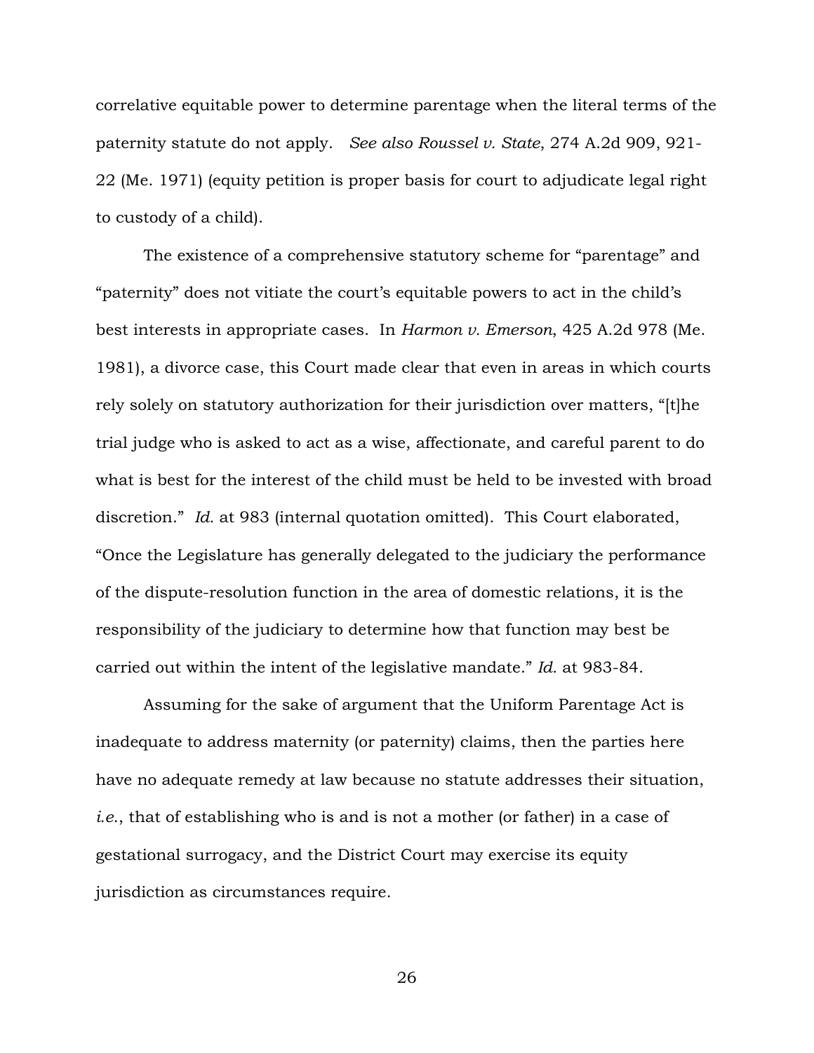correlative equitable power to determine parentage when the literal terms of the paternity statute do not apply. *See also Roussel v. State*, 274 A.2d 909, 921-22 (Me. 1971) (equity petition is proper basis for court to adjudicate legal right to custody of a child).

The existence of a comprehensive statutory scheme for "parentage" and "paternity" does not vitiate the court's equitable powers to act in the child's best interests in appropriate cases. In *Harmon v. Emerson*, 425 A.2d 978 (Me. 1981), a divorce case, this Court made clear that even in areas in which courts rely solely on statutory authorization for their jurisdiction over matters, "[t]he trial judge who is asked to act as a wise, affectionate, and careful parent to do what is best for the interest of the child must be held to be invested with broad discretion." *Id.* at 983 (internal quotation omitted). This Court elaborated, "Once the Legislature has generally delegated to the judiciary the performance of the dispute-resolution function in the area of domestic relations, it is the responsibility of the judiciary to determine how that function may best be carried out within the intent of the legislative mandate." *Id.* at 983-84.

Assuming for the sake of argument that the Uniform Parentage Act is inadequate to address maternity (or paternity) claims, then the parties here have no adequate remedy at law because no statute addresses their situation, *i.e.*, that of establishing who is and is not a mother (or father) in a case of gestational surrogacy, and the District Court may exercise its equity jurisdiction as circumstances require.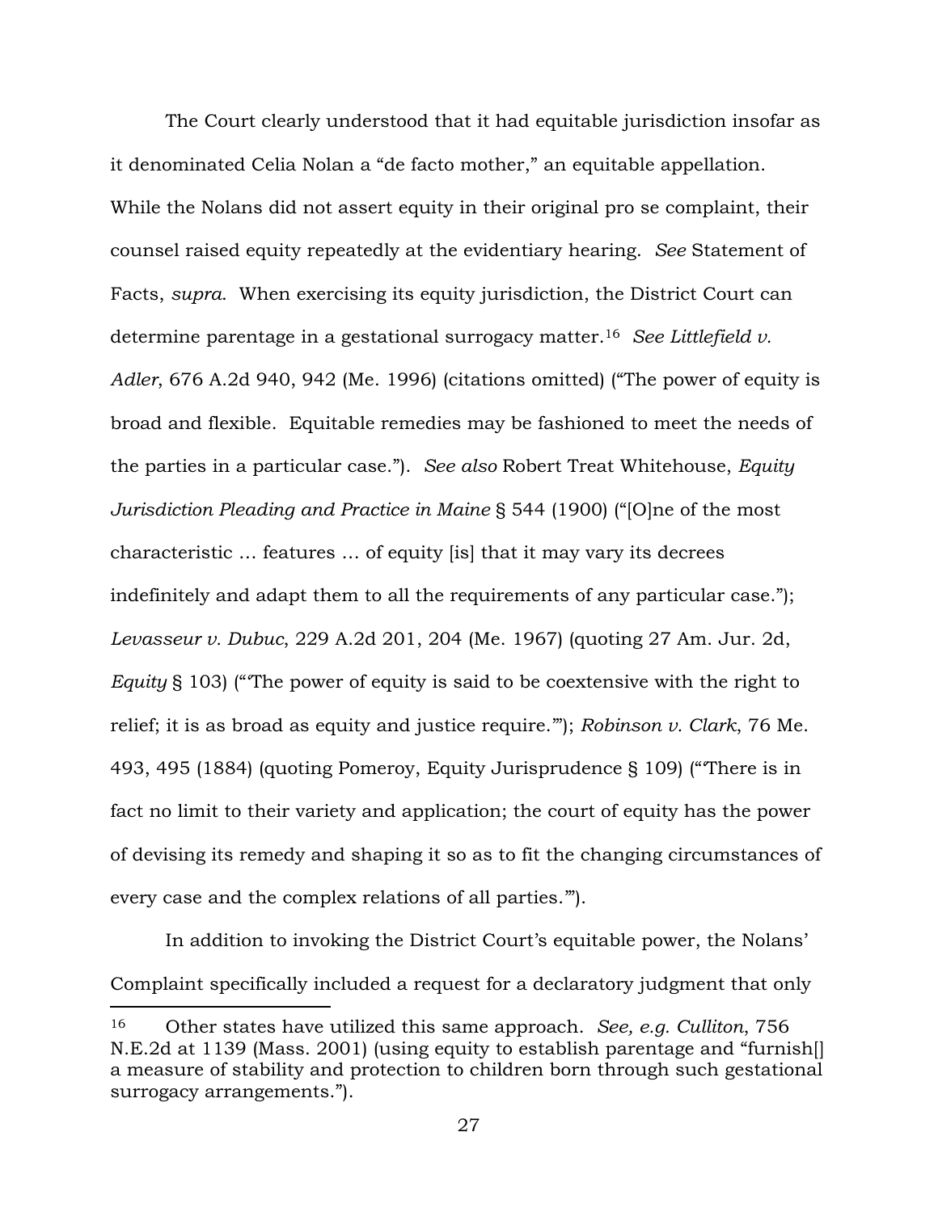The Court clearly understood that it had equitable jurisdiction insofar as it denominated Celia Nolan a "de facto mother," an equitable appellation. While the Nolans did not assert equity in their original pro se complaint, their counsel raised equity repeatedly at the evidentiary hearing. *See* Statement of Facts, *supra*. When exercising its equity jurisdiction, the District Court can determine parentage in a gestational surrogacy matter.[16] *See Littlefield v. Adler*, 676 A.2d 940, 942 (Me. 1996) (citations omitted) ("The power of equity is broad and flexible. Equitable remedies may be fashioned to meet the needs of the parties in a particular case."). *See also* Robert Treat Whitehouse, *Equity Jurisdiction Pleading and Practice in Maine* § 544 (1900) ("[O]ne of the most characteristic … features … of equity [is] that it may vary its decrees indefinitely and adapt them to all the requirements of any particular case."); *Levasseur v. Dubuc*, 229 A.2d 201, 204 (Me. 1967) (quoting 27 Am. Jur. 2d, *Equity* § 103) ("'The power of equity is said to be coextensive with the right to relief; it is as broad as equity and justice require.'"); *Robinson v. Clark*, 76 Me. 493, 495 (1884) (quoting Pomeroy, Equity Jurisprudence § 109) ("'There is in fact no limit to their variety and application; the court of equity has the power of devising its remedy and shaping it so as to fit the changing circumstances of every case and the complex relations of all parties.'").

In addition to invoking the District Court's equitable power, the Nolans' Complaint specifically included a request for a declaratory judgment that only

---

[16] Other states have utilized this same approach. *See, e.g. Culliton*, 756 N.E.2d at 1139 (Mass. 2001) (using equity to establish parentage and "furnish[] a measure of stability and protection to children born through such gestational surrogacy arrangements.").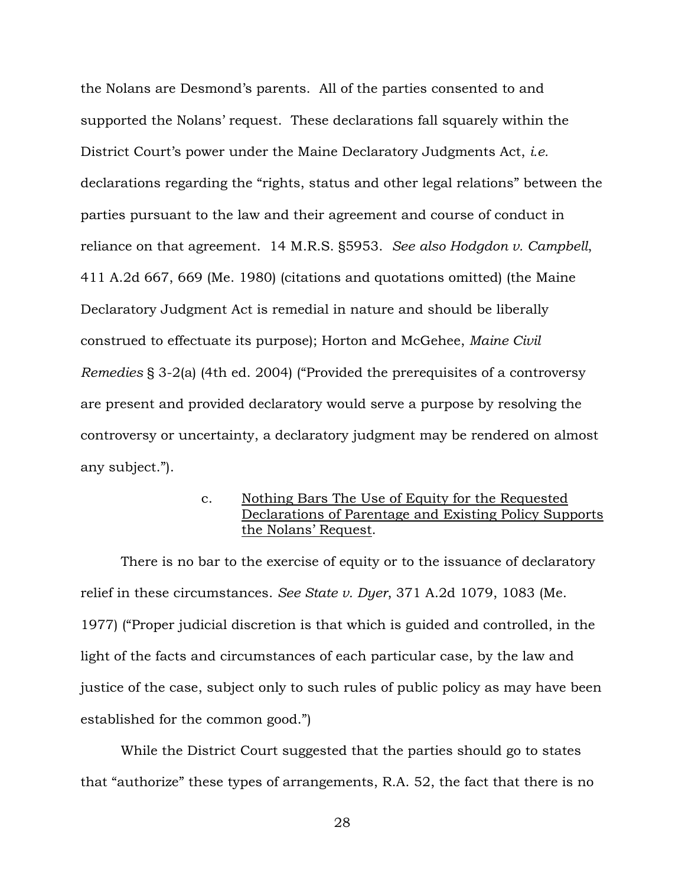the Nolans are Desmond's parents. All of the parties consented to and supported the Nolans' request. These declarations fall squarely within the District Court's power under the Maine Declaratory Judgments Act, *i.e.* declarations regarding the "rights, status and other legal relations" between the parties pursuant to the law and their agreement and course of conduct in reliance on that agreement. 14 M.R.S. §5953. *See also Hodgdon v. Campbell*, 411 A.2d 667, 669 (Me. 1980) (citations and quotations omitted) (the Maine Declaratory Judgment Act is remedial in nature and should be liberally construed to effectuate its purpose); Horton and McGehee, *Maine Civil Remedies* § 3-2(a) (4th ed. 2004) ("Provided the prerequisites of a controversy are present and provided declaratory would serve a purpose by resolving the controversy or uncertainty, a declaratory judgment may be rendered on almost any subject.").

c. Nothing Bars The Use of Equity for the Requested Declarations of Parentage and Existing Policy Supports the Nolans' Request.

There is no bar to the exercise of equity or to the issuance of declaratory relief in these circumstances. *See State v. Dyer*, 371 A.2d 1079, 1083 (Me. 1977) ("Proper judicial discretion is that which is guided and controlled, in the light of the facts and circumstances of each particular case, by the law and justice of the case, subject only to such rules of public policy as may have been established for the common good.")

While the District Court suggested that the parties should go to states that "authorize" these types of arrangements, R.A. 52, the fact that there is no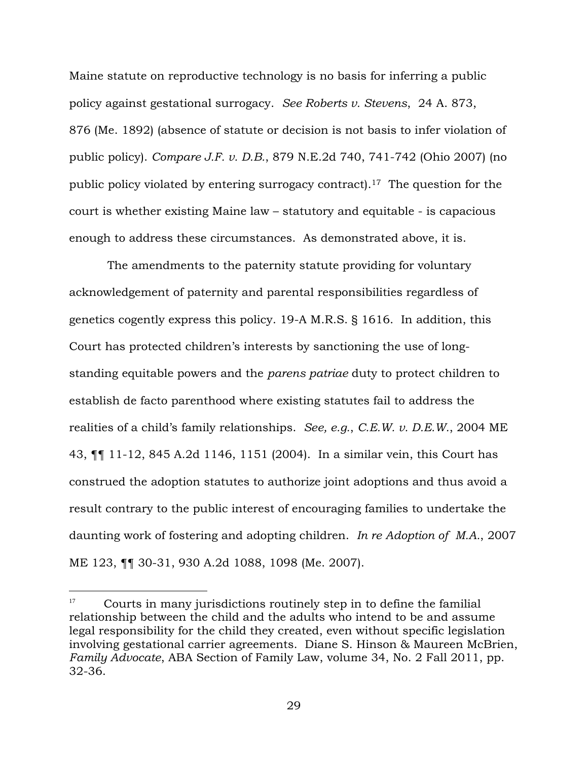Maine statute on reproductive technology is no basis for inferring a public policy against gestational surrogacy. *See Roberts v. Stevens*, 24 A. 873, 876 (Me. 1892) (absence of statute or decision is not basis to infer violation of public policy). *Compare J.F. v. D.B.*, 879 N.E.2d 740, 741-742 (Ohio 2007) (no public policy violated by entering surrogacy contract).[17] The question for the court is whether existing Maine law – statutory and equitable - is capacious enough to address these circumstances. As demonstrated above, it is.

The amendments to the paternity statute providing for voluntary acknowledgement of paternity and parental responsibilities regardless of genetics cogently express this policy. 19-A M.R.S. § 1616. In addition, this Court has protected children's interests by sanctioning the use of long-standing equitable powers and the *parens patriae* duty to protect children to establish de facto parenthood where existing statutes fail to address the realities of a child's family relationships. *See, e.g.*, *C.E.W. v. D.E.W.*, 2004 ME 43, ¶¶ 11-12, 845 A.2d 1146, 1151 (2004). In a similar vein, this Court has construed the adoption statutes to authorize joint adoptions and thus avoid a result contrary to the public interest of encouraging families to undertake the daunting work of fostering and adopting children. *In re Adoption of M.A.*, 2007 ME 123, ¶¶ 30-31, 930 A.2d 1088, 1098 (Me. 2007).

---

[17] Courts in many jurisdictions routinely step in to define the familial relationship between the child and the adults who intend to be and assume legal responsibility for the child they created, even without specific legislation involving gestational carrier agreements. Diane S. Hinson & Maureen McBrien, *Family Advocate*, ABA Section of Family Law, volume 34, No. 2 Fall 2011, pp. 32-36.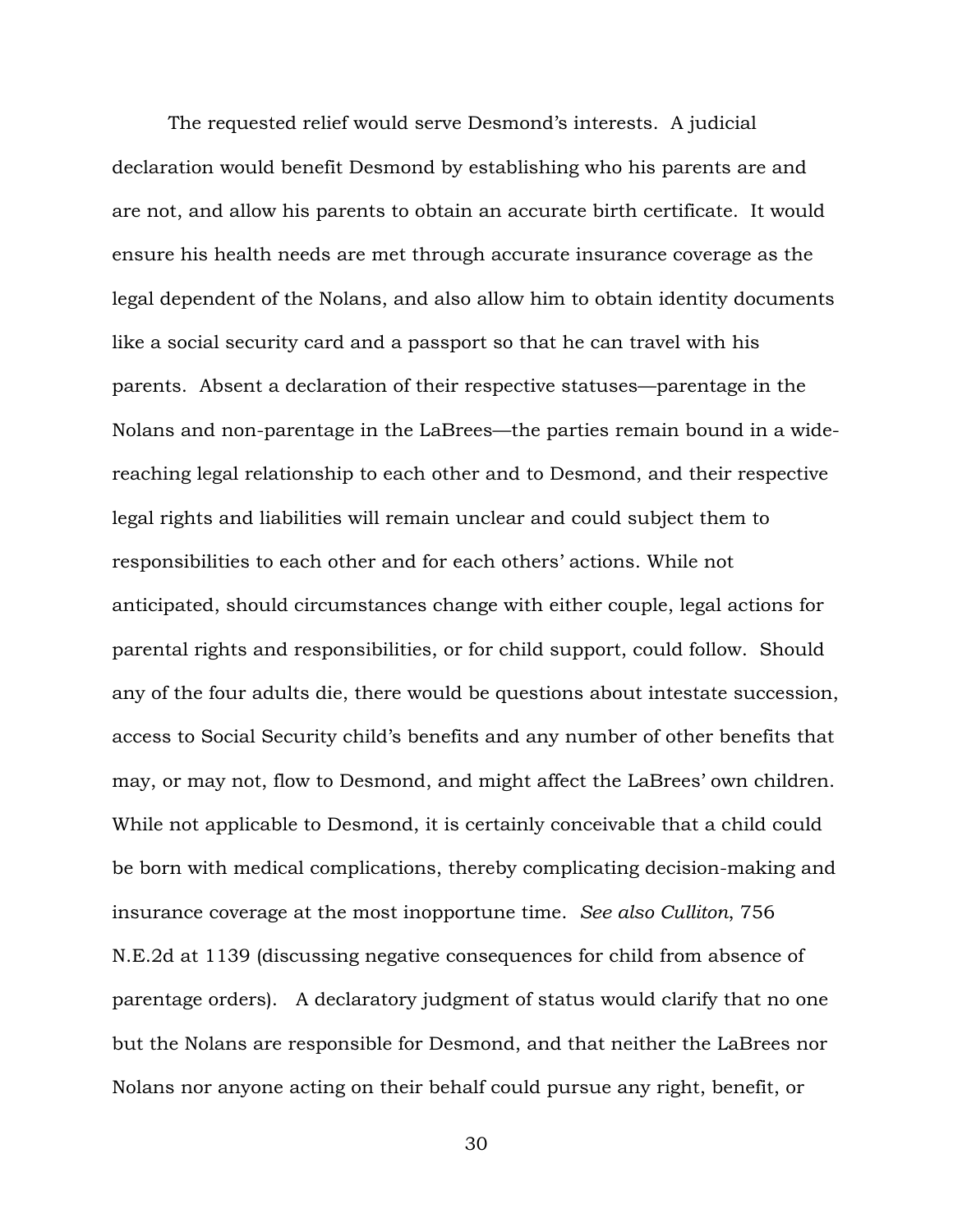The requested relief would serve Desmond's interests. A judicial declaration would benefit Desmond by establishing who his parents are and are not, and allow his parents to obtain an accurate birth certificate. It would ensure his health needs are met through accurate insurance coverage as the legal dependent of the Nolans, and also allow him to obtain identity documents like a social security card and a passport so that he can travel with his parents. Absent a declaration of their respective statuses—parentage in the Nolans and non-parentage in the LaBrees—the parties remain bound in a wide-reaching legal relationship to each other and to Desmond, and their respective legal rights and liabilities will remain unclear and could subject them to responsibilities to each other and for each others' actions. While not anticipated, should circumstances change with either couple, legal actions for parental rights and responsibilities, or for child support, could follow. Should any of the four adults die, there would be questions about intestate succession, access to Social Security child's benefits and any number of other benefits that may, or may not, flow to Desmond, and might affect the LaBrees' own children. While not applicable to Desmond, it is certainly conceivable that a child could be born with medical complications, thereby complicating decision-making and insurance coverage at the most inopportune time. *See also Culliton*, 756 N.E.2d at 1139 (discussing negative consequences for child from absence of parentage orders). A declaratory judgment of status would clarify that no one but the Nolans are responsible for Desmond, and that neither the LaBrees nor Nolans nor anyone acting on their behalf could pursue any right, benefit, or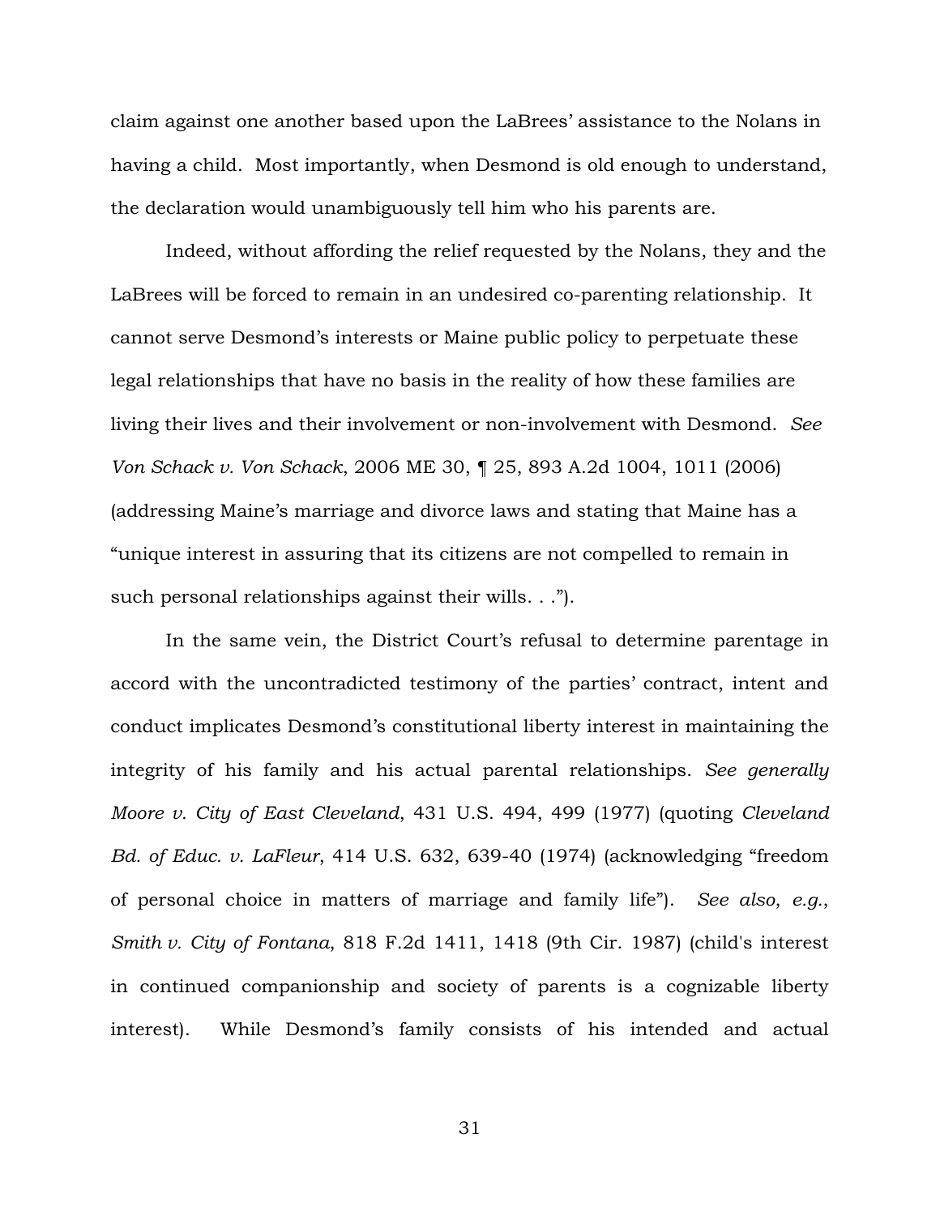claim against one another based upon the LaBrees' assistance to the Nolans in having a child. Most importantly, when Desmond is old enough to understand, the declaration would unambiguously tell him who his parents are.

Indeed, without affording the relief requested by the Nolans, they and the LaBrees will be forced to remain in an undesired co-parenting relationship. It cannot serve Desmond's interests or Maine public policy to perpetuate these legal relationships that have no basis in the reality of how these families are living their lives and their involvement or non-involvement with Desmond. *See Von Schack v. Von Schack*, 2006 ME 30, ¶ 25, 893 A.2d 1004, 1011 (2006) (addressing Maine's marriage and divorce laws and stating that Maine has a "unique interest in assuring that its citizens are not compelled to remain in such personal relationships against their wills. . .").

In the same vein, the District Court's refusal to determine parentage in accord with the uncontradicted testimony of the parties' contract, intent and conduct implicates Desmond's constitutional liberty interest in maintaining the integrity of his family and his actual parental relationships. *See generally Moore v. City of East Cleveland*, 431 U.S. 494, 499 (1977) (quoting *Cleveland Bd. of Educ. v. LaFleur*, 414 U.S. 632, 639-40 (1974) (acknowledging "freedom of personal choice in matters of marriage and family life"). *See also*, *e.g.*, *Smith v. City of Fontana*, 818 F.2d 1411, 1418 (9th Cir. 1987) (child's interest in continued companionship and society of parents is a cognizable liberty interest). While Desmond's family consists of his intended and actual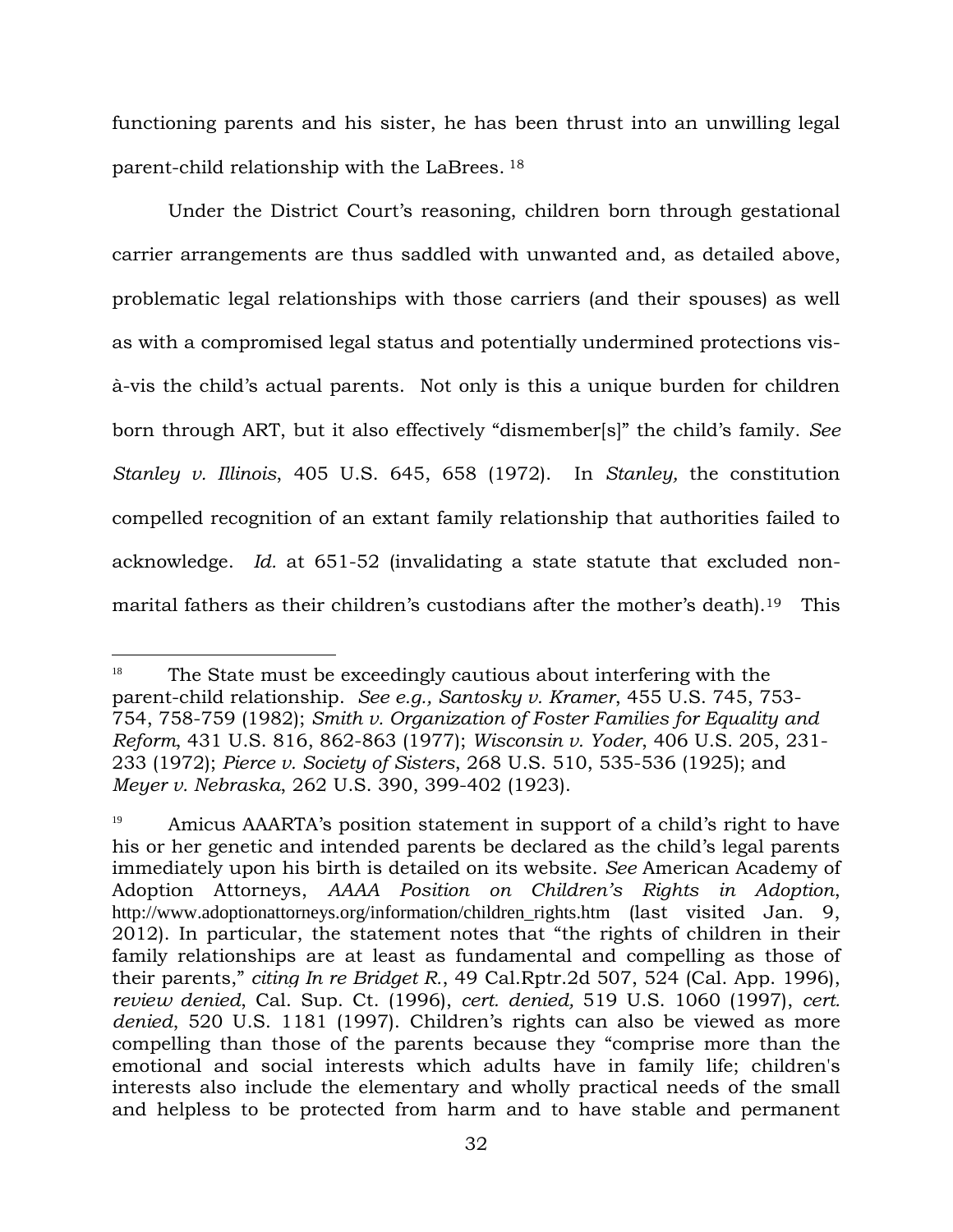functioning parents and his sister, he has been thrust into an unwilling legal parent-child relationship with the LaBrees. [18]

Under the District Court's reasoning, children born through gestational carrier arrangements are thus saddled with unwanted and, as detailed above, problematic legal relationships with those carriers (and their spouses) as well as with a compromised legal status and potentially undermined protections vis-à-vis the child's actual parents. Not only is this a unique burden for children born through ART, but it also effectively "dismember[s]" the child's family. *See Stanley v. Illinois*, 405 U.S. 645, 658 (1972). In *Stanley,* the constitution compelled recognition of an extant family relationship that authorities failed to acknowledge. *Id.* at 651-52 (invalidating a state statute that excluded non-marital fathers as their children's custodians after the mother's death).[19] This

---

[18] The State must be exceedingly cautious about interfering with the parent-child relationship. *See e.g., Santosky v. Kramer*, 455 U.S. 745, 753-754, 758-759 (1982); *Smith v. Organization of Foster Families for Equality and Reform*, 431 U.S. 816, 862-863 (1977); *Wisconsin v. Yoder*, 406 U.S. 205, 231-233 (1972); *Pierce v. Society of Sisters*, 268 U.S. 510, 535-536 (1925); and *Meyer v. Nebraska*, 262 U.S. 390, 399-402 (1923).

[19] Amicus AAARTA's position statement in support of a child's right to have his or her genetic and intended parents be declared as the child's legal parents immediately upon his birth is detailed on its website. *See* American Academy of Adoption Attorneys, *AAAA Position on Children's Rights in Adoption*, http://www.adoptionattorneys.org/information/children_rights.htm (last visited Jan. 9, 2012). In particular, the statement notes that "the rights of children in their family relationships are at least as fundamental and compelling as those of their parents," *citing In re Bridget R.*, 49 Cal.Rptr.2d 507, 524 (Cal. App. 1996), *review denied*, Cal. Sup. Ct. (1996), *cert. denied,* 519 U.S. 1060 (1997), *cert. denied*, 520 U.S. 1181 (1997). Children's rights can also be viewed as more compelling than those of the parents because they "comprise more than the emotional and social interests which adults have in family life; children's interests also include the elementary and wholly practical needs of the small and helpless to be protected from harm and to have stable and permanent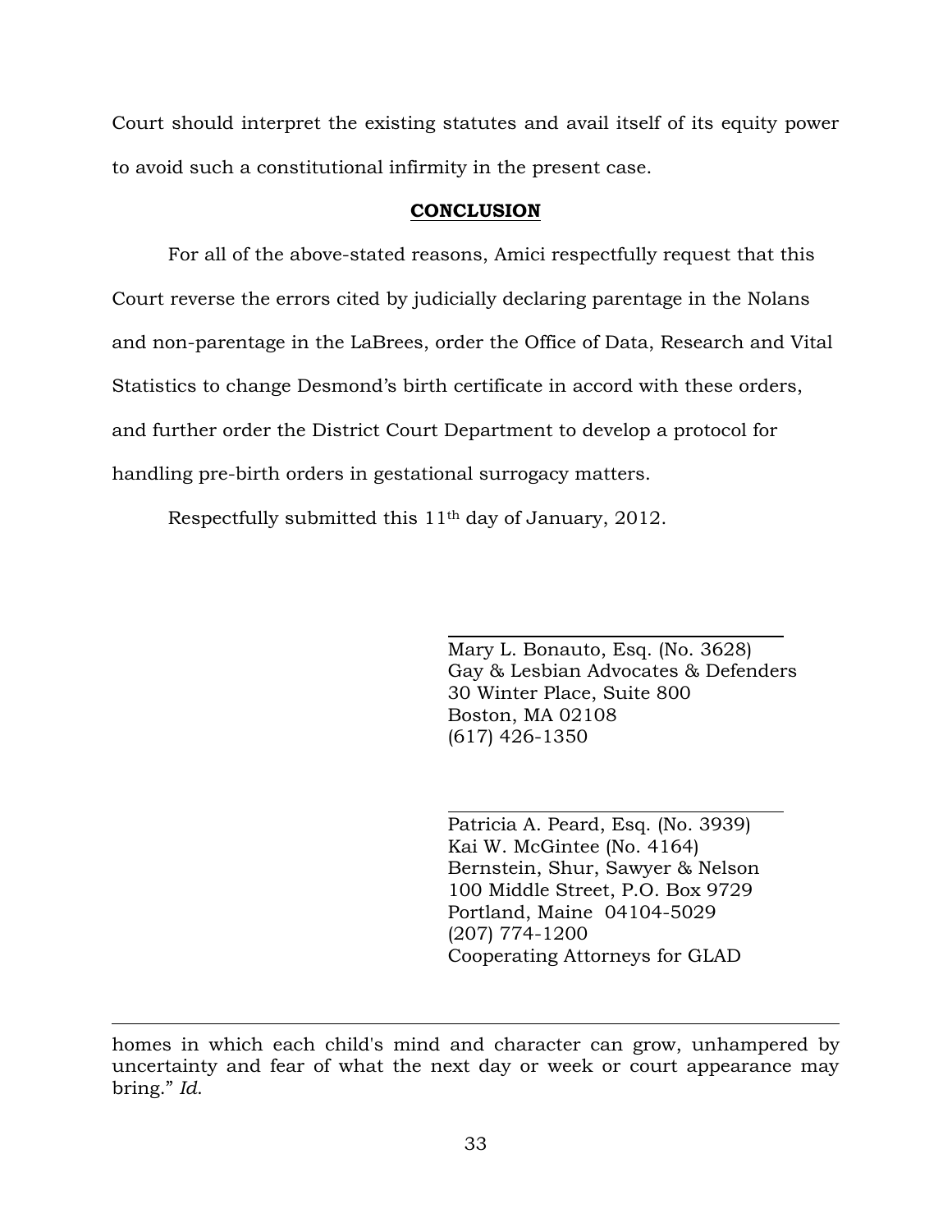Court should interpret the existing statutes and avail itself of its equity power to avoid such a constitutional infirmity in the present case.

## CONCLUSION

For all of the above-stated reasons, Amici respectfully request that this Court reverse the errors cited by judicially declaring parentage in the Nolans and non-parentage in the LaBrees, order the Office of Data, Research and Vital Statistics to change Desmond's birth certificate in accord with these orders, and further order the District Court Department to develop a protocol for handling pre-birth orders in gestational surrogacy matters.

Respectfully submitted this 11th day of January, 2012.

\_\_\_\_\_\_\_\_\_\_\_\_\_\_\_\_\_\_\_\_\_\_\_\_\_\_\_\_\_\_
Mary L. Bonauto, Esq. (No. 3628)
Gay & Lesbian Advocates & Defenders
30 Winter Place, Suite 800
Boston, MA 02108
(617) 426-1350

\_\_\_\_\_\_\_\_\_\_\_\_\_\_\_\_\_\_\_\_\_\_\_\_\_\_\_\_\_\_
Patricia A. Peard, Esq. (No. 3939)
Kai W. McGintee (No. 4164)
Bernstein, Shur, Sawyer & Nelson
100 Middle Street, P.O. Box 9729
Portland, Maine 04104-5029
(207) 774-1200
Cooperating Attorneys for GLAD

---

homes in which each child's mind and character can grow, unhampered by uncertainty and fear of what the next day or week or court appearance may bring." *Id.*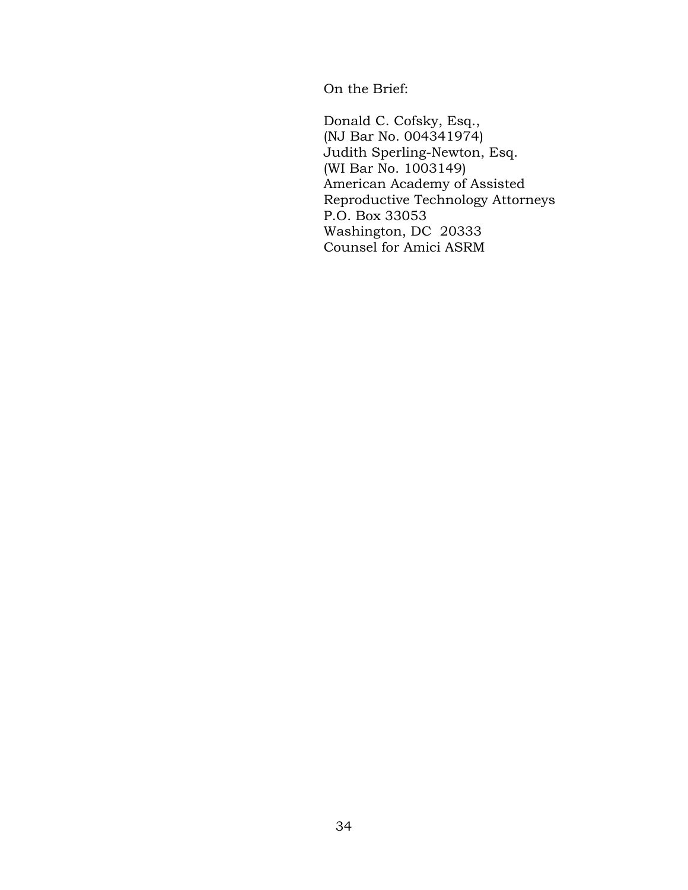On the Brief:

Donald C. Cofsky, Esq.,
(NJ Bar No. 004341974)
Judith Sperling-Newton, Esq.
(WI Bar No. 1003149)
American Academy of Assisted
Reproductive Technology Attorneys
P.O. Box 33053
Washington, DC 20333
Counsel for Amici ASRM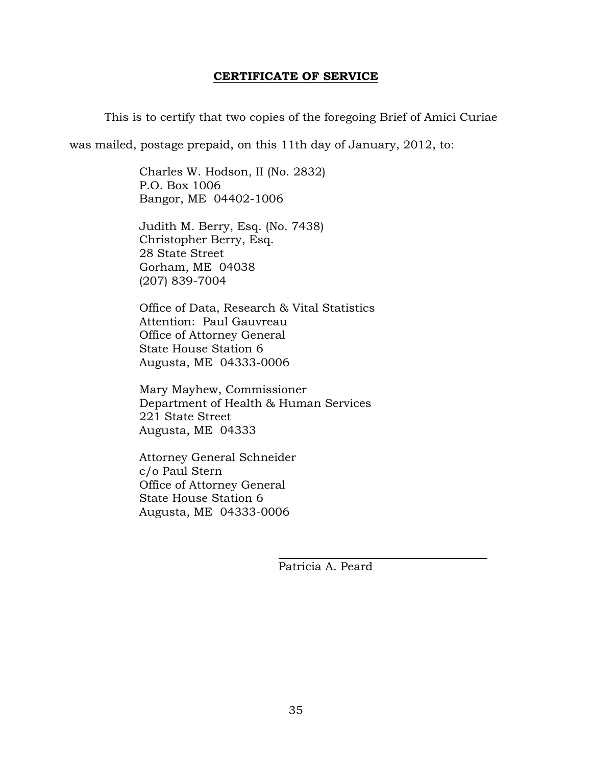## CERTIFICATE OF SERVICE

This is to certify that two copies of the foregoing Brief of Amici Curiae was mailed, postage prepaid, on this 11th day of January, 2012, to:

Charles W. Hodson, II (No. 2832)
P.O. Box 1006
Bangor, ME 04402-1006

Judith M. Berry, Esq. (No. 7438)
Christopher Berry, Esq.
28 State Street
Gorham, ME 04038
(207) 839-7004

Office of Data, Research & Vital Statistics
Attention: Paul Gauvreau
Office of Attorney General
State House Station 6
Augusta, ME 04333-0006

Mary Mayhew, Commissioner
Department of Health & Human Services
221 State Street
Augusta, ME 04333

Attorney General Schneider
c/o Paul Stern
Office of Attorney General
State House Station 6
Augusta, ME 04333-0006

\_\_\_\_\_\_\_\_\_\_\_\_\_\_\_\_\_\_\_\_\_\_\_\_\_\_\_\_\_\_\_\_\_\_\_\_
Patricia A. Peard